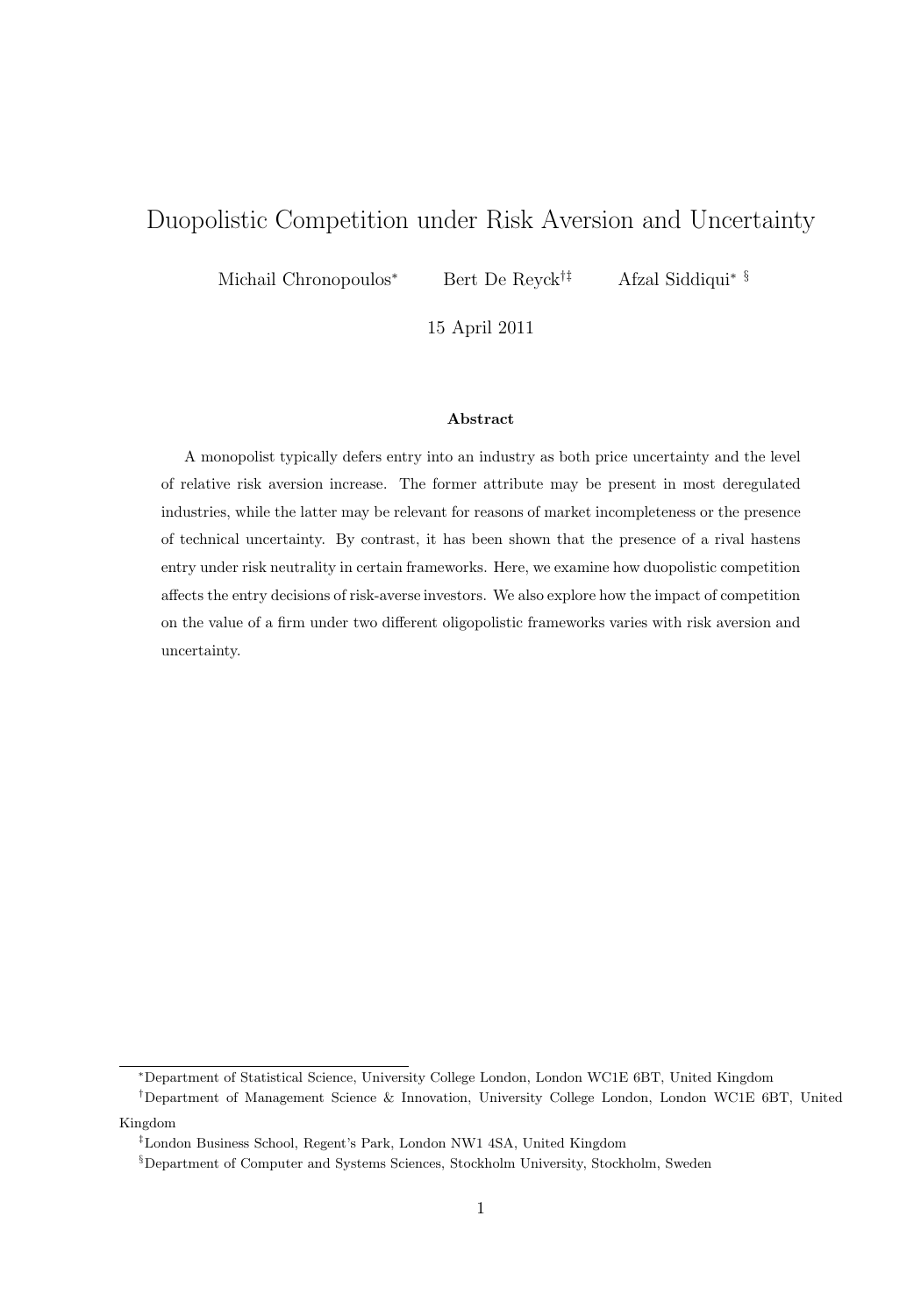# Duopolistic Competition under Risk Aversion and Uncertainty

Michail Chronopoulos[*] Bert De Reyck[†‡] Afzal Siddiqui[* §]

15 April 2011

### Abstract

A monopolist typically defers entry into an industry as both price uncertainty and the level of relative risk aversion increase. The former attribute may be present in most deregulated industries, while the latter may be relevant for reasons of market incompleteness or the presence of technical uncertainty. By contrast, it has been shown that the presence of a rival hastens entry under risk neutrality in certain frameworks. Here, we examine how duopolistic competition affects the entry decisions of risk-averse investors. We also explore how the impact of competition on the value of a firm under two different oligopolistic frameworks varies with risk aversion and uncertainty.

---

[*] Department of Statistical Science, University College London, London WC1E 6BT, United Kingdom

[†] Department of Management Science & Innovation, University College London, London WC1E 6BT, United Kingdom

[‡] London Business School, Regent's Park, London NW1 4SA, United Kingdom

[§] Department of Computer and Systems Sciences, Stockholm University, Stockholm, Sweden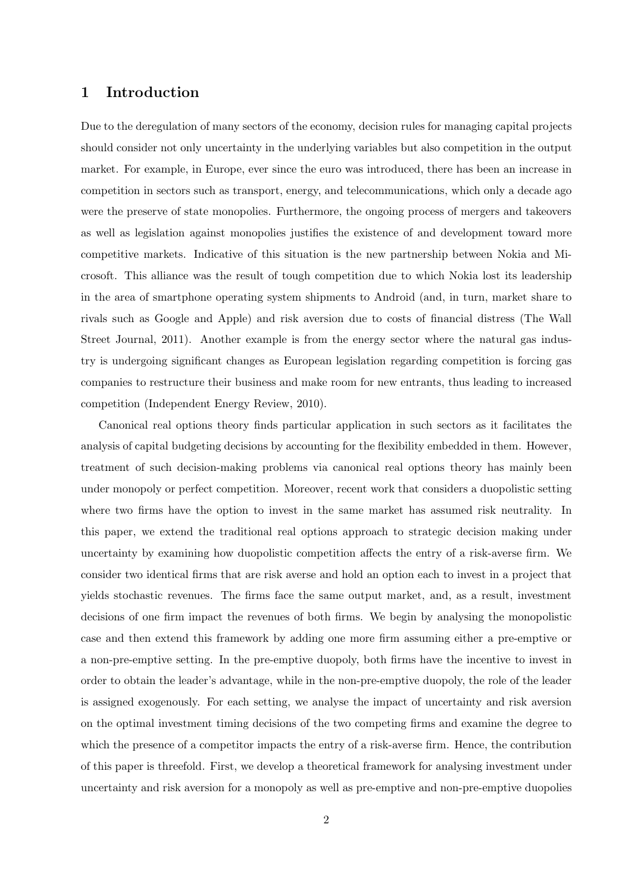## 1 Introduction

Due to the deregulation of many sectors of the economy, decision rules for managing capital projects should consider not only uncertainty in the underlying variables but also competition in the output market. For example, in Europe, ever since the euro was introduced, there has been an increase in competition in sectors such as transport, energy, and telecommunications, which only a decade ago were the preserve of state monopolies. Furthermore, the ongoing process of mergers and takeovers as well as legislation against monopolies justifies the existence of and development toward more competitive markets. Indicative of this situation is the new partnership between Nokia and Microsoft. This alliance was the result of tough competition due to which Nokia lost its leadership in the area of smartphone operating system shipments to Android (and, in turn, market share to rivals such as Google and Apple) and risk aversion due to costs of financial distress (The Wall Street Journal, 2011). Another example is from the energy sector where the natural gas industry is undergoing significant changes as European legislation regarding competition is forcing gas companies to restructure their business and make room for new entrants, thus leading to increased competition (Independent Energy Review, 2010).

Canonical real options theory finds particular application in such sectors as it facilitates the analysis of capital budgeting decisions by accounting for the flexibility embedded in them. However, treatment of such decision-making problems via canonical real options theory has mainly been under monopoly or perfect competition. Moreover, recent work that considers a duopolistic setting where two firms have the option to invest in the same market has assumed risk neutrality. In this paper, we extend the traditional real options approach to strategic decision making under uncertainty by examining how duopolistic competition affects the entry of a risk-averse firm. We consider two identical firms that are risk averse and hold an option each to invest in a project that yields stochastic revenues. The firms face the same output market, and, as a result, investment decisions of one firm impact the revenues of both firms. We begin by analysing the monopolistic case and then extend this framework by adding one more firm assuming either a pre-emptive or a non-pre-emptive setting. In the pre-emptive duopoly, both firms have the incentive to invest in order to obtain the leader's advantage, while in the non-pre-emptive duopoly, the role of the leader is assigned exogenously. For each setting, we analyse the impact of uncertainty and risk aversion on the optimal investment timing decisions of the two competing firms and examine the degree to which the presence of a competitor impacts the entry of a risk-averse firm. Hence, the contribution of this paper is threefold. First, we develop a theoretical framework for analysing investment under uncertainty and risk aversion for a monopoly as well as pre-emptive and non-pre-emptive duopolies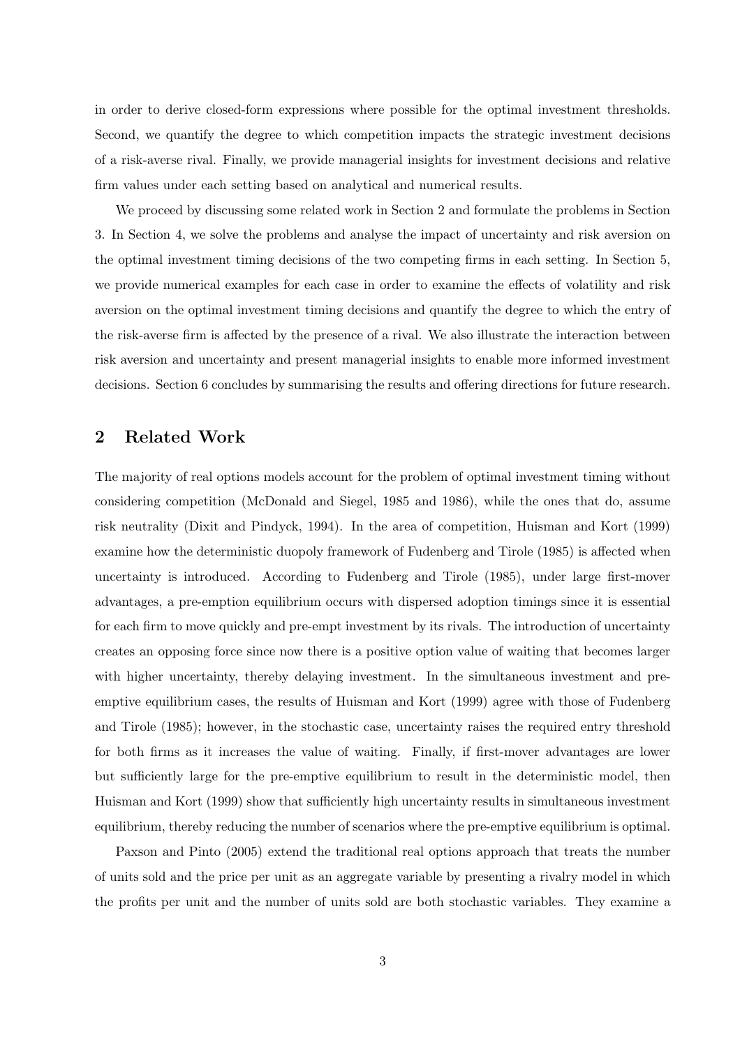in order to derive closed-form expressions where possible for the optimal investment thresholds. Second, we quantify the degree to which competition impacts the strategic investment decisions of a risk-averse rival. Finally, we provide managerial insights for investment decisions and relative firm values under each setting based on analytical and numerical results.

We proceed by discussing some related work in Section 2 and formulate the problems in Section 3. In Section 4, we solve the problems and analyse the impact of uncertainty and risk aversion on the optimal investment timing decisions of the two competing firms in each setting. In Section 5, we provide numerical examples for each case in order to examine the effects of volatility and risk aversion on the optimal investment timing decisions and quantify the degree to which the entry of the risk-averse firm is affected by the presence of a rival. We also illustrate the interaction between risk aversion and uncertainty and present managerial insights to enable more informed investment decisions. Section 6 concludes by summarising the results and offering directions for future research.

## 2 Related Work

The majority of real options models account for the problem of optimal investment timing without considering competition (McDonald and Siegel, 1985 and 1986), while the ones that do, assume risk neutrality (Dixit and Pindyck, 1994). In the area of competition, Huisman and Kort (1999) examine how the deterministic duopoly framework of Fudenberg and Tirole (1985) is affected when uncertainty is introduced. According to Fudenberg and Tirole (1985), under large first-mover advantages, a pre-emption equilibrium occurs with dispersed adoption timings since it is essential for each firm to move quickly and pre-empt investment by its rivals. The introduction of uncertainty creates an opposing force since now there is a positive option value of waiting that becomes larger with higher uncertainty, thereby delaying investment. In the simultaneous investment and pre-emptive equilibrium cases, the results of Huisman and Kort (1999) agree with those of Fudenberg and Tirole (1985); however, in the stochastic case, uncertainty raises the required entry threshold for both firms as it increases the value of waiting. Finally, if first-mover advantages are lower but sufficiently large for the pre-emptive equilibrium to result in the deterministic model, then Huisman and Kort (1999) show that sufficiently high uncertainty results in simultaneous investment equilibrium, thereby reducing the number of scenarios where the pre-emptive equilibrium is optimal.

Paxson and Pinto (2005) extend the traditional real options approach that treats the number of units sold and the price per unit as an aggregate variable by presenting a rivalry model in which the profits per unit and the number of units sold are both stochastic variables. They examine a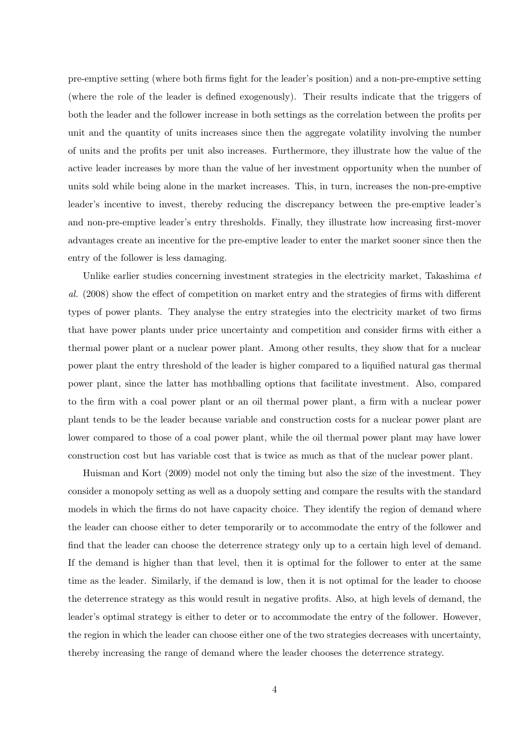pre-emptive setting (where both firms fight for the leader's position) and a non-pre-emptive setting (where the role of the leader is defined exogenously). Their results indicate that the triggers of both the leader and the follower increase in both settings as the correlation between the profits per unit and the quantity of units increases since then the aggregate volatility involving the number of units and the profits per unit also increases. Furthermore, they illustrate how the value of the active leader increases by more than the value of her investment opportunity when the number of units sold while being alone in the market increases. This, in turn, increases the non-pre-emptive leader's incentive to invest, thereby reducing the discrepancy between the pre-emptive leader's and non-pre-emptive leader's entry thresholds. Finally, they illustrate how increasing first-mover advantages create an incentive for the pre-emptive leader to enter the market sooner since then the entry of the follower is less damaging.

Unlike earlier studies concerning investment strategies in the electricity market, Takashima *et al.* (2008) show the effect of competition on market entry and the strategies of firms with different types of power plants. They analyse the entry strategies into the electricity market of two firms that have power plants under price uncertainty and competition and consider firms with either a thermal power plant or a nuclear power plant. Among other results, they show that for a nuclear power plant the entry threshold of the leader is higher compared to a liquified natural gas thermal power plant, since the latter has mothballing options that facilitate investment. Also, compared to the firm with a coal power plant or an oil thermal power plant, a firm with a nuclear power plant tends to be the leader because variable and construction costs for a nuclear power plant are lower compared to those of a coal power plant, while the oil thermal power plant may have lower construction cost but has variable cost that is twice as much as that of the nuclear power plant.

Huisman and Kort (2009) model not only the timing but also the size of the investment. They consider a monopoly setting as well as a duopoly setting and compare the results with the standard models in which the firms do not have capacity choice. They identify the region of demand where the leader can choose either to deter temporarily or to accommodate the entry of the follower and find that the leader can choose the deterrence strategy only up to a certain high level of demand. If the demand is higher than that level, then it is optimal for the follower to enter at the same time as the leader. Similarly, if the demand is low, then it is not optimal for the leader to choose the deterrence strategy as this would result in negative profits. Also, at high levels of demand, the leader's optimal strategy is either to deter or to accommodate the entry of the follower. However, the region in which the leader can choose either one of the two strategies decreases with uncertainty, thereby increasing the range of demand where the leader chooses the deterrence strategy.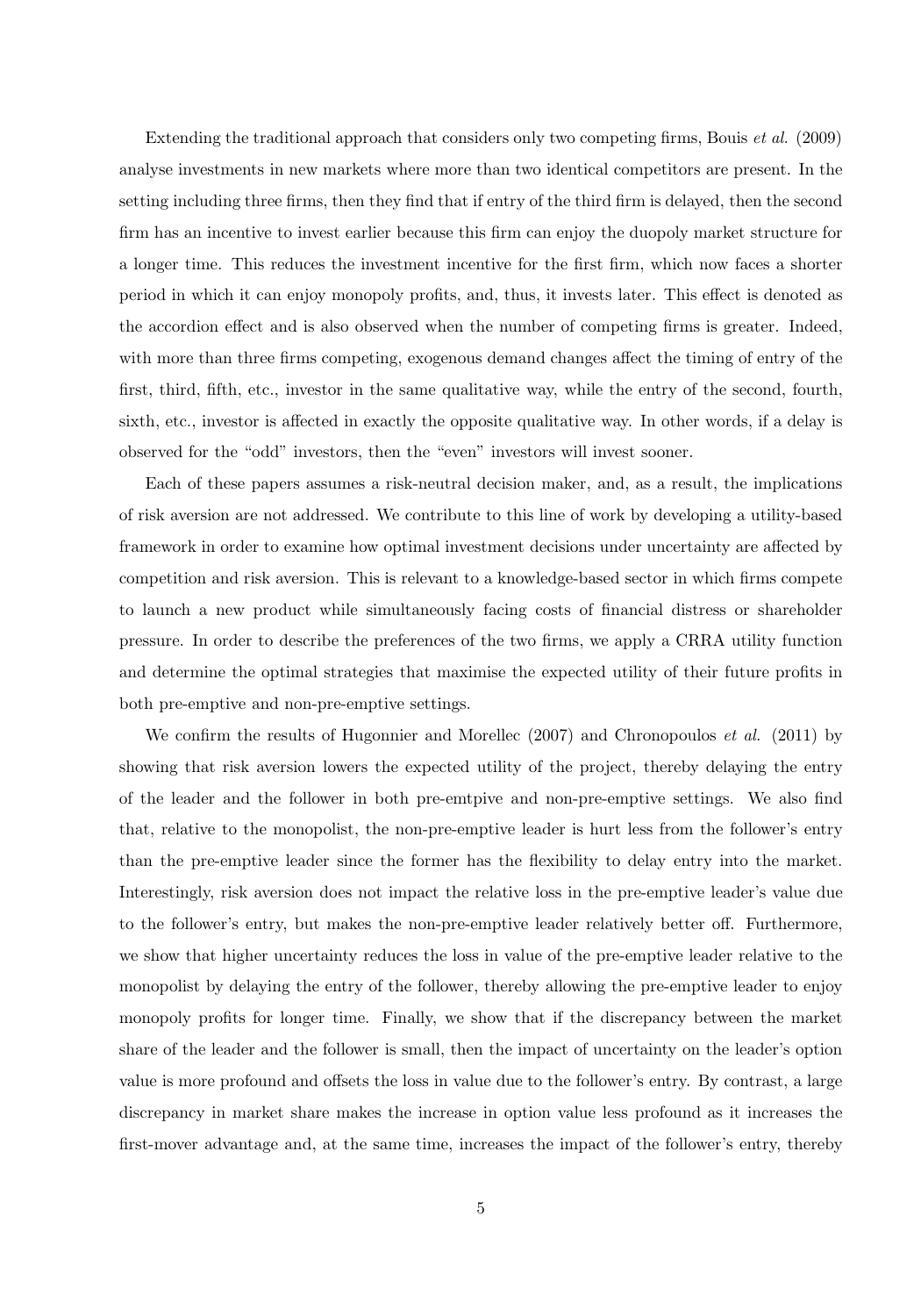Extending the traditional approach that considers only two competing firms, Bouis *et al.* (2009) analyse investments in new markets where more than two identical competitors are present. In the setting including three firms, then they find that if entry of the third firm is delayed, then the second firm has an incentive to invest earlier because this firm can enjoy the duopoly market structure for a longer time. This reduces the investment incentive for the first firm, which now faces a shorter period in which it can enjoy monopoly profits, and, thus, it invests later. This effect is denoted as the accordion effect and is also observed when the number of competing firms is greater. Indeed, with more than three firms competing, exogenous demand changes affect the timing of entry of the first, third, fifth, etc., investor in the same qualitative way, while the entry of the second, fourth, sixth, etc., investor is affected in exactly the opposite qualitative way. In other words, if a delay is observed for the "odd" investors, then the "even" investors will invest sooner.

Each of these papers assumes a risk-neutral decision maker, and, as a result, the implications of risk aversion are not addressed. We contribute to this line of work by developing a utility-based framework in order to examine how optimal investment decisions under uncertainty are affected by competition and risk aversion. This is relevant to a knowledge-based sector in which firms compete to launch a new product while simultaneously facing costs of financial distress or shareholder pressure. In order to describe the preferences of the two firms, we apply a CRRA utility function and determine the optimal strategies that maximise the expected utility of their future profits in both pre-emptive and non-pre-emptive settings.

We confirm the results of Hugonnier and Morellec (2007) and Chronopoulos *et al.* (2011) by showing that risk aversion lowers the expected utility of the project, thereby delaying the entry of the leader and the follower in both pre-emtpive and non-pre-emptive settings. We also find that, relative to the monopolist, the non-pre-emptive leader is hurt less from the follower's entry than the pre-emptive leader since the former has the flexibility to delay entry into the market. Interestingly, risk aversion does not impact the relative loss in the pre-emptive leader's value due to the follower's entry, but makes the non-pre-emptive leader relatively better off. Furthermore, we show that higher uncertainty reduces the loss in value of the pre-emptive leader relative to the monopolist by delaying the entry of the follower, thereby allowing the pre-emptive leader to enjoy monopoly profits for longer time. Finally, we show that if the discrepancy between the market share of the leader and the follower is small, then the impact of uncertainty on the leader's option value is more profound and offsets the loss in value due to the follower's entry. By contrast, a large discrepancy in market share makes the increase in option value less profound as it increases the first-mover advantage and, at the same time, increases the impact of the follower's entry, thereby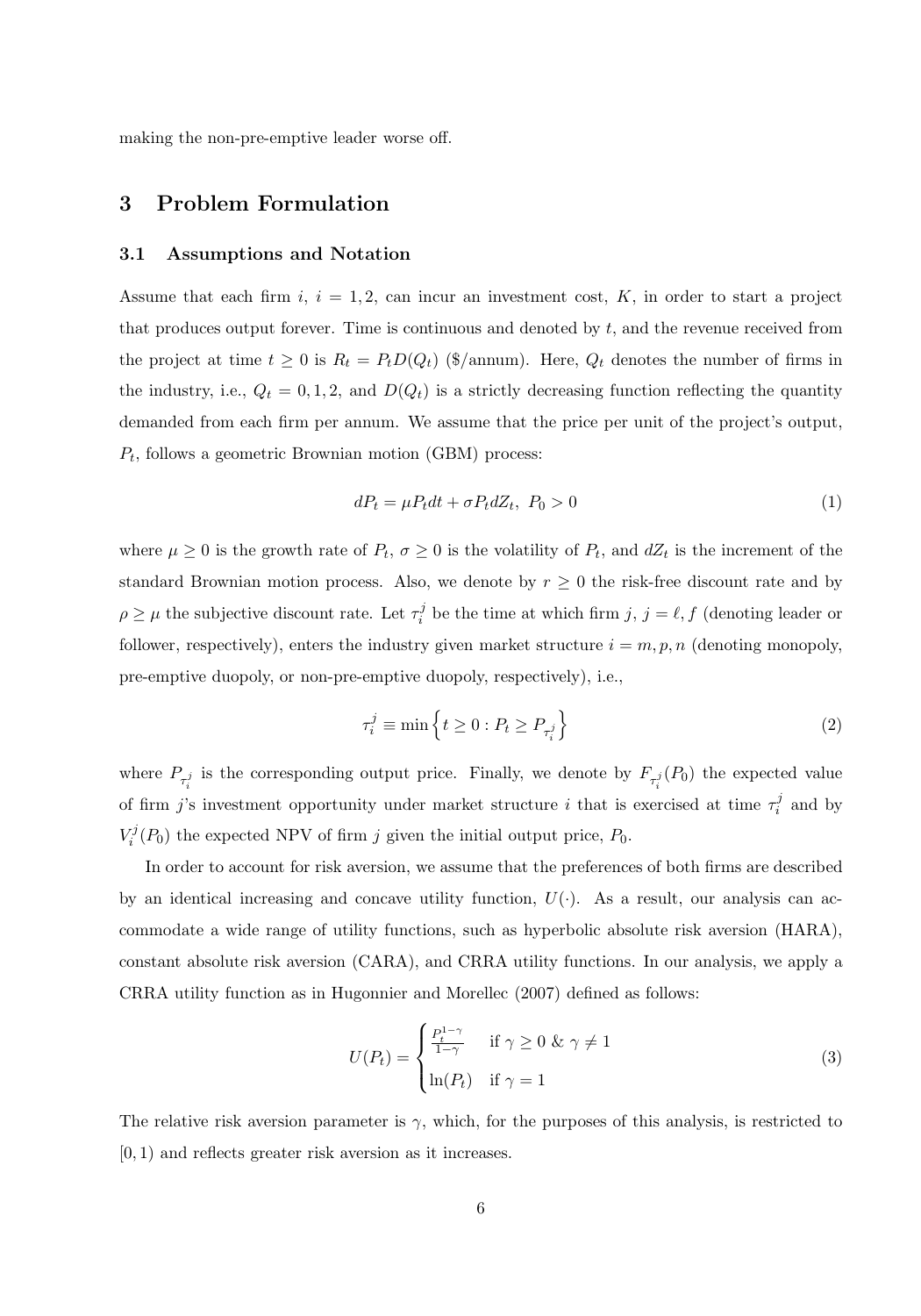making the non-pre-emptive leader worse off.

## 3 Problem Formulation

### 3.1 Assumptions and Notation

Assume that each firm $i$, $i = 1, 2$, can incur an investment cost, $K$, in order to start a project that produces output forever. Time is continuous and denoted by $t$, and the revenue received from the project at time $t \geq 0$ is $R_t = P_t D(Q_t)$ (\$/annum). Here, $Q_t$ denotes the number of firms in the industry, i.e., $Q_t = 0, 1, 2$, and $D(Q_t)$ is a strictly decreasing function reflecting the quantity demanded from each firm per annum. We assume that the price per unit of the project's output, $P_t$, follows a geometric Brownian motion (GBM) process:

$$dP_t = \mu P_t dt + \sigma P_t dZ_t, \; P_0 > 0 \tag{1}$$

where $\mu \geq 0$ is the growth rate of $P_t$, $\sigma \geq 0$ is the volatility of $P_t$, and $dZ_t$ is the increment of the standard Brownian motion process. Also, we denote by $r \geq 0$ the risk-free discount rate and by $\rho \geq \mu$ the subjective discount rate. Let $\tau_i^j$ be the time at which firm $j$, $j = \ell, f$ (denoting leader or follower, respectively), enters the industry given market structure $i = m, p, n$ (denoting monopoly, pre-emptive duopoly, or non-pre-emptive duopoly, respectively), i.e.,

$$\tau_i^j \equiv \min\left\{t \geq 0 : P_t \geq P_{\tau_i^j}\right\} \tag{2}$$

where $P_{\tau_i^j}$ is the corresponding output price. Finally, we denote by $F_{\tau_i^j}(P_0)$ the expected value of firm $j$'s investment opportunity under market structure $i$ that is exercised at time $\tau_i^j$ and by $V_i^j(P_0)$ the expected NPV of firm $j$ given the initial output price, $P_0$.

In order to account for risk aversion, we assume that the preferences of both firms are described by an identical increasing and concave utility function, $U(\cdot)$. As a result, our analysis can accommodate a wide range of utility functions, such as hyperbolic absolute risk aversion (HARA), constant absolute risk aversion (CARA), and CRRA utility functions. In our analysis, we apply a CRRA utility function as in Hugonnier and Morellec (2007) defined as follows:

$$U(P_t) = \begin{cases} \frac{P_t^{1-\gamma}}{1-\gamma} & \text{if } \gamma \geq 0 \;\&\; \gamma \neq 1 \\ \ln(P_t) & \text{if } \gamma = 1 \end{cases} \tag{3}$$

The relative risk aversion parameter is $\gamma$, which, for the purposes of this analysis, is restricted to $[0, 1)$ and reflects greater risk aversion as it increases.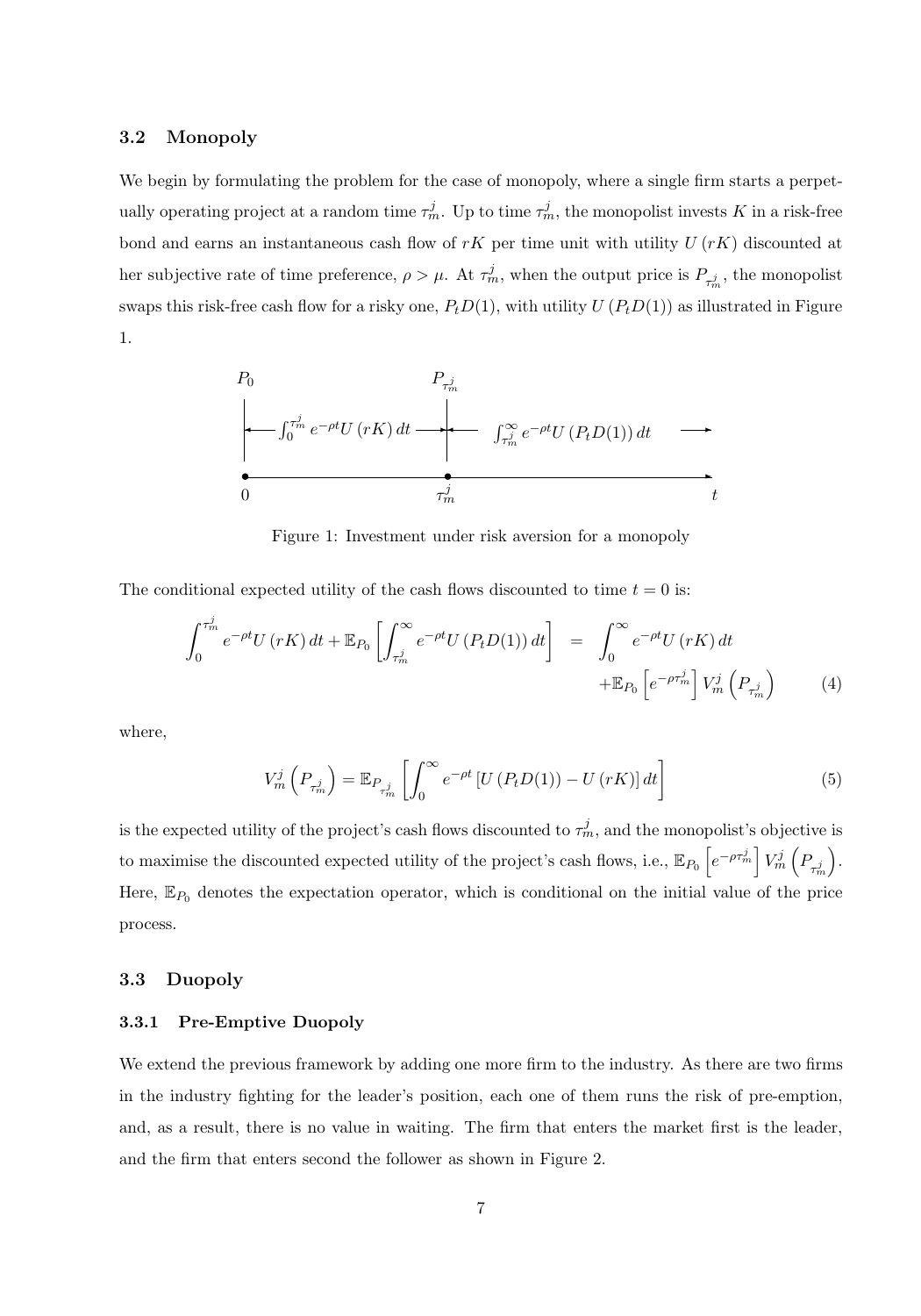### 3.2 Monopoly

We begin by formulating the problem for the case of monopoly, where a single firm starts a perpetually operating project at a random time $\tau_m^j$. Up to time $\tau_m^j$, the monopolist invests $K$ in a risk-free bond and earns an instantaneous cash flow of $rK$ per time unit with utility $U(rK)$ discounted at her subjective rate of time preference, $\rho > \mu$. At $\tau_m^j$, when the output price is $P_{\tau_m^j}$, the monopolist swaps this risk-free cash flow for a risky one, $P_t D(1)$, with utility $U(P_t D(1))$ as illustrated in Figure 1.

Figure 1: Investment under risk aversion for a monopoly

The conditional expected utility of the cash flows discounted to time $t = 0$ is:

$$\int_0^{\tau_m^j} e^{-\rho t} U(rK)\, dt + \mathbb{E}_{P_0}\left[\int_{\tau_m^j}^{\infty} e^{-\rho t} U(P_t D(1))\, dt\right] = \int_0^{\infty} e^{-\rho t} U(rK)\, dt + \mathbb{E}_{P_0}\left[e^{-\rho \tau_m^j}\right] V_m^j\left(P_{\tau_m^j}\right) \tag{4}$$

where,

$$V_m^j\left(P_{\tau_m^j}\right) = \mathbb{E}_{P_{\tau_m^j}}\left[\int_0^{\infty} e^{-\rho t}\left[U(P_t D(1)) - U(rK)\right] dt\right] \tag{5}$$

is the expected utility of the project's cash flows discounted to $\tau_m^j$, and the monopolist's objective is to maximise the discounted expected utility of the project's cash flows, i.e., $\mathbb{E}_{P_0}\left[e^{-\rho \tau_m^j}\right] V_m^j\left(P_{\tau_m^j}\right)$. Here, $\mathbb{E}_{P_0}$ denotes the expectation operator, which is conditional on the initial value of the price process.

### 3.3 Duopoly

#### 3.3.1 Pre-Emptive Duopoly

We extend the previous framework by adding one more firm to the industry. As there are two firms in the industry fighting for the leader's position, each one of them runs the risk of pre-emption, and, as a result, there is no value in waiting. The firm that enters the market first is the leader, and the firm that enters second the follower as shown in Figure 2.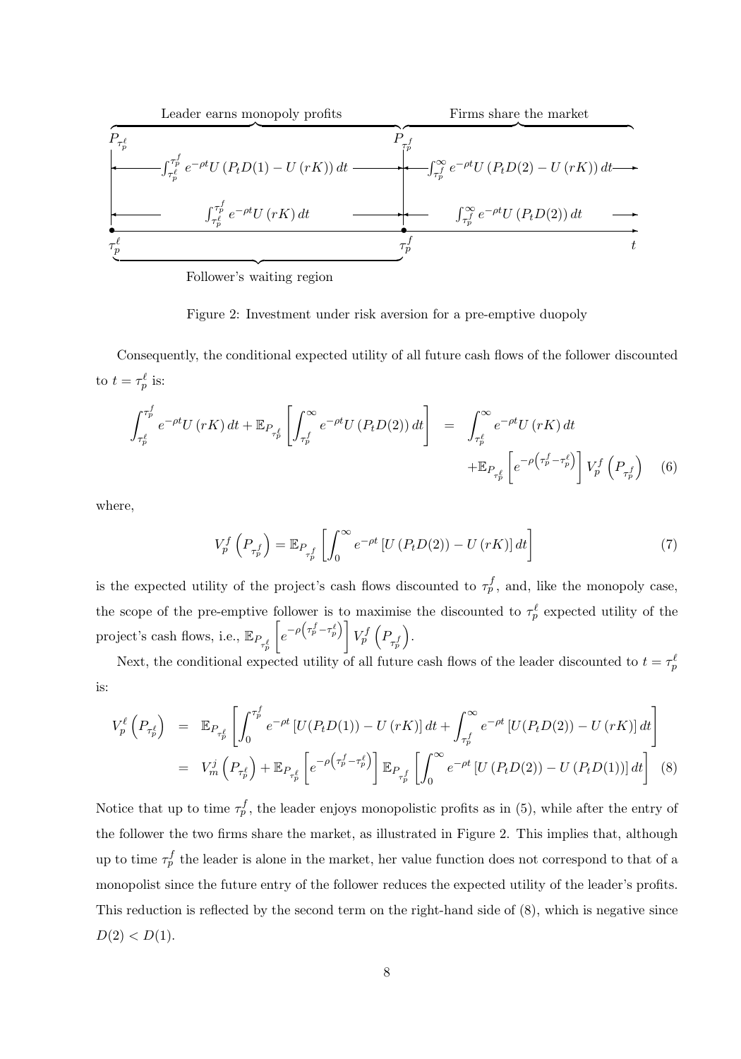Leader earns monopoly profits | Firms share the market

$P_{\tau_p^\ell}$ | $P_{\tau_p^f}$

$\int_{\tau_p^\ell}^{\tau_p^f} e^{-\rho t} U\left(P_t D(1) - U\left(rK\right)\right) dt$ | $\int_{\tau_p^f}^{\infty} e^{-\rho t} U\left(P_t D(2) - U\left(rK\right)\right) dt$

$\int_{\tau_p^\ell}^{\tau_p^f} e^{-\rho t} U\left(rK\right) dt$ | $\int_{\tau_p^f}^{\infty} e^{-\rho t} U\left(P_t D(2)\right) dt$

$\tau_p^\ell$ | $\tau_p^f$ | $t$

Follower's waiting region

Figure 2: Investment under risk aversion for a pre-emptive duopoly

Consequently, the conditional expected utility of all future cash flows of the follower discounted to $t = \tau_p^\ell$ is:

$$
\begin{aligned}
\int_{\tau_p^\ell}^{\tau_p^f} e^{-\rho t} U\left(rK\right) dt + \mathbb{E}_{P_{\tau_p^\ell}}\left[\int_{\tau_p^f}^{\infty} e^{-\rho t} U\left(P_t D(2)\right) dt\right] \quad = \quad & \int_{\tau_p^\ell}^{\infty} e^{-\rho t} U\left(rK\right) dt \\
& + \mathbb{E}_{P_{\tau_p^\ell}}\left[e^{-\rho\left(\tau_p^f - \tau_p^\ell\right)}\right] V_p^f\left(P_{\tau_p^f}\right) \quad (6)
\end{aligned}
$$

where,

$$
V_p^f\left(P_{\tau_p^f}\right) = \mathbb{E}_{P_{\tau_p^f}}\left[\int_0^{\infty} e^{-\rho t}\left[U\left(P_t D(2)\right) - U\left(rK\right)\right] dt\right] \quad (7)
$$

is the expected utility of the project's cash flows discounted to $\tau_p^f$, and, like the monopoly case, the scope of the pre-emptive follower is to maximise the discounted to $\tau_p^\ell$ expected utility of the project's cash flows, i.e., $\mathbb{E}_{P_{\tau_p^\ell}}\left[e^{-\rho\left(\tau_p^f - \tau_p^\ell\right)}\right] V_p^f\left(P_{\tau_p^f}\right)$.

Next, the conditional expected utility of all future cash flows of the leader discounted to $t = \tau_p^\ell$ is:

$$
\begin{aligned}
V_p^\ell\left(P_{\tau_p^\ell}\right) \quad &= \quad \mathbb{E}_{P_{\tau_p^\ell}}\left[\int_0^{\tau_p^f} e^{-\rho t}\left[U(P_t D(1)) - U\left(rK\right)\right] dt + \int_{\tau_p^f}^{\infty} e^{-\rho t}\left[U(P_t D(2)) - U\left(rK\right)\right] dt\right] \\
&= \quad V_m^j\left(P_{\tau_p^\ell}\right) + \mathbb{E}_{P_{\tau_p^\ell}}\left[e^{-\rho\left(\tau_p^f - \tau_p^\ell\right)}\right] \mathbb{E}_{P_{\tau_p^f}}\left[\int_0^{\infty} e^{-\rho t}\left[U\left(P_t D(2)\right) - U\left(P_t D(1)\right)\right] dt\right] \quad (8)
\end{aligned}
$$

Notice that up to time $\tau_p^f$, the leader enjoys monopolistic profits as in (5), while after the entry of the follower the two firms share the market, as illustrated in Figure 2. This implies that, although up to time $\tau_p^f$ the leader is alone in the market, her value function does not correspond to that of a monopolist since the future entry of the follower reduces the expected utility of the leader's profits. This reduction is reflected by the second term on the right-hand side of (8), which is negative since $D(2) < D(1)$.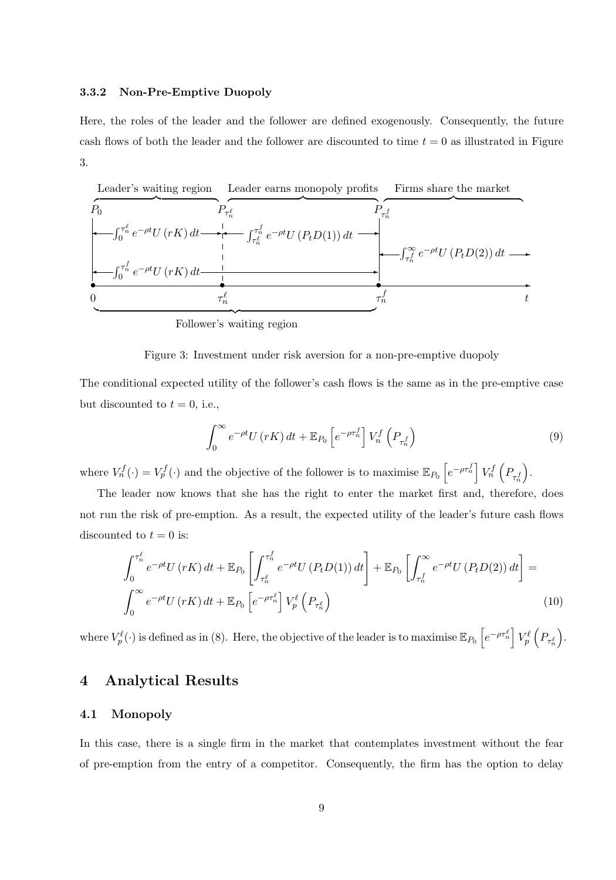### 3.3.2 Non-Pre-Emptive Duopoly

Here, the roles of the leader and the follower are defined exogenously. Consequently, the future cash flows of both the leader and the follower are discounted to time $t = 0$ as illustrated in Figure 3.

Figure 3: Investment under risk aversion for a non-pre-emptive duopoly

The conditional expected utility of the follower's cash flows is the same as in the pre-emptive case but discounted to $t = 0$, i.e.,

$$\int_0^\infty e^{-\rho t} U(rK)\, dt + \mathbb{E}_{P_0}\left[e^{-\rho \tau_n^f}\right] V_n^f\left(P_{\tau_n^f}\right) \tag{9}$$

where $V_n^f(\cdot) = V_p^f(\cdot)$ and the objective of the follower is to maximise $\mathbb{E}_{P_0}\left[e^{-\rho \tau_n^f}\right] V_n^f\left(P_{\tau_n^f}\right)$.

The leader now knows that she has the right to enter the market first and, therefore, does not run the risk of pre-emption. As a result, the expected utility of the leader's future cash flows discounted to $t = 0$ is:

$$\begin{aligned}
&\int_0^{\tau_n^\ell} e^{-\rho t} U(rK)\, dt + \mathbb{E}_{P_0}\left[\int_{\tau_n^\ell}^{\tau_n^f} e^{-\rho t} U(P_t D(1))\, dt\right] + \mathbb{E}_{P_0}\left[\int_{\tau_n^f}^{\infty} e^{-\rho t} U(P_t D(2))\, dt\right] = \\
&\int_0^\infty e^{-\rho t} U(rK)\, dt + \mathbb{E}_{P_0}\left[e^{-\rho \tau_n^\ell}\right] V_p^\ell\left(P_{\tau_n^\ell}\right)
\end{aligned} \tag{10}$$

where $V_p^\ell(\cdot)$ is defined as in (8). Here, the objective of the leader is to maximise $\mathbb{E}_{P_0}\left[e^{-\rho \tau_n^\ell}\right] V_p^\ell\left(P_{\tau_n^\ell}\right)$.

# 4 Analytical Results

## 4.1 Monopoly

In this case, there is a single firm in the market that contemplates investment without the fear of pre-emption from the entry of a competitor. Consequently, the firm has the option to delay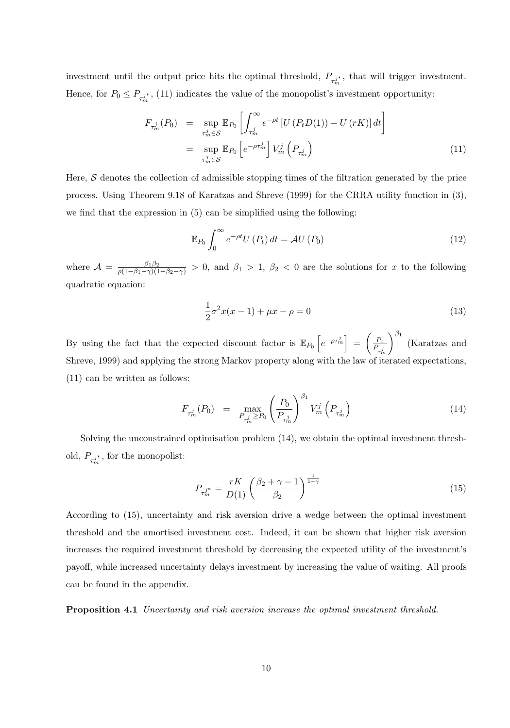investment until the output price hits the optimal threshold, $P_{\tau_m^{j*}}$, that will trigger investment. Hence, for $P_0 \leq P_{\tau_m^{j*}}$, (11) indicates the value of the monopolist's investment opportunity:

$$
\begin{aligned}
F_{\tau_m^j}(P_0) &= \sup_{\tau_m^j \in \mathcal{S}} \mathbb{E}_{P_0} \left[ \int_{\tau_m^j}^{\infty} e^{-\rho t} \left[ U\left(P_t D(1)\right) - U\left(rK\right) \right] dt \right] \\
&= \sup_{\tau_m^j \in \mathcal{S}} \mathbb{E}_{P_0} \left[ e^{-\rho \tau_m^j} \right] V_m^j \left( P_{\tau_m^j} \right)
\end{aligned} \tag{11}
$$

Here, $\mathcal{S}$ denotes the collection of admissible stopping times of the filtration generated by the price process. Using Theorem 9.18 of Karatzas and Shreve (1999) for the CRRA utility function in (3), we find that the expression in (5) can be simplified using the following:

$$
\mathbb{E}_{P_0} \int_0^{\infty} e^{-\rho t} U\left(P_t\right) dt = \mathcal{A} U\left(P_0\right) \tag{12}
$$

where $\mathcal{A} = \frac{\beta_1 \beta_2}{\rho(1-\beta_1-\gamma)(1-\beta_2-\gamma)} > 0$, and $\beta_1 > 1$, $\beta_2 < 0$ are the solutions for $x$ to the following quadratic equation:

$$
\frac{1}{2}\sigma^2 x(x-1) + \mu x - \rho = 0 \tag{13}
$$

By using the fact that the expected discount factor is $\mathbb{E}_{P_0}\left[e^{-\rho \tau_m^j}\right] = \left(\frac{P_0}{P_{\tau_m^j}}\right)^{\beta_1}$ (Karatzas and Shreve, 1999) and applying the strong Markov property along with the law of iterated expectations, (11) can be written as follows:

$$
F_{\tau_m^j}(P_0) = \max_{P_{\tau_m^j} \geq P_0} \left( \frac{P_0}{P_{\tau_m^j}} \right)^{\beta_1} V_m^j \left( P_{\tau_m^j} \right) \tag{14}
$$

Solving the unconstrained optimisation problem (14), we obtain the optimal investment threshold, $P_{\tau_m^{j*}}$, for the monopolist:

$$
P_{\tau_m^{j*}} = \frac{rK}{D(1)} \left( \frac{\beta_2 + \gamma - 1}{\beta_2} \right)^{\frac{1}{1-\gamma}} \tag{15}
$$

According to (15), uncertainty and risk aversion drive a wedge between the optimal investment threshold and the amortised investment cost. Indeed, it can be shown that higher risk aversion increases the required investment threshold by decreasing the expected utility of the investment's payoff, while increased uncertainty delays investment by increasing the value of waiting. All proofs can be found in the appendix.

**Proposition 4.1** *Uncertainty and risk aversion increase the optimal investment threshold.*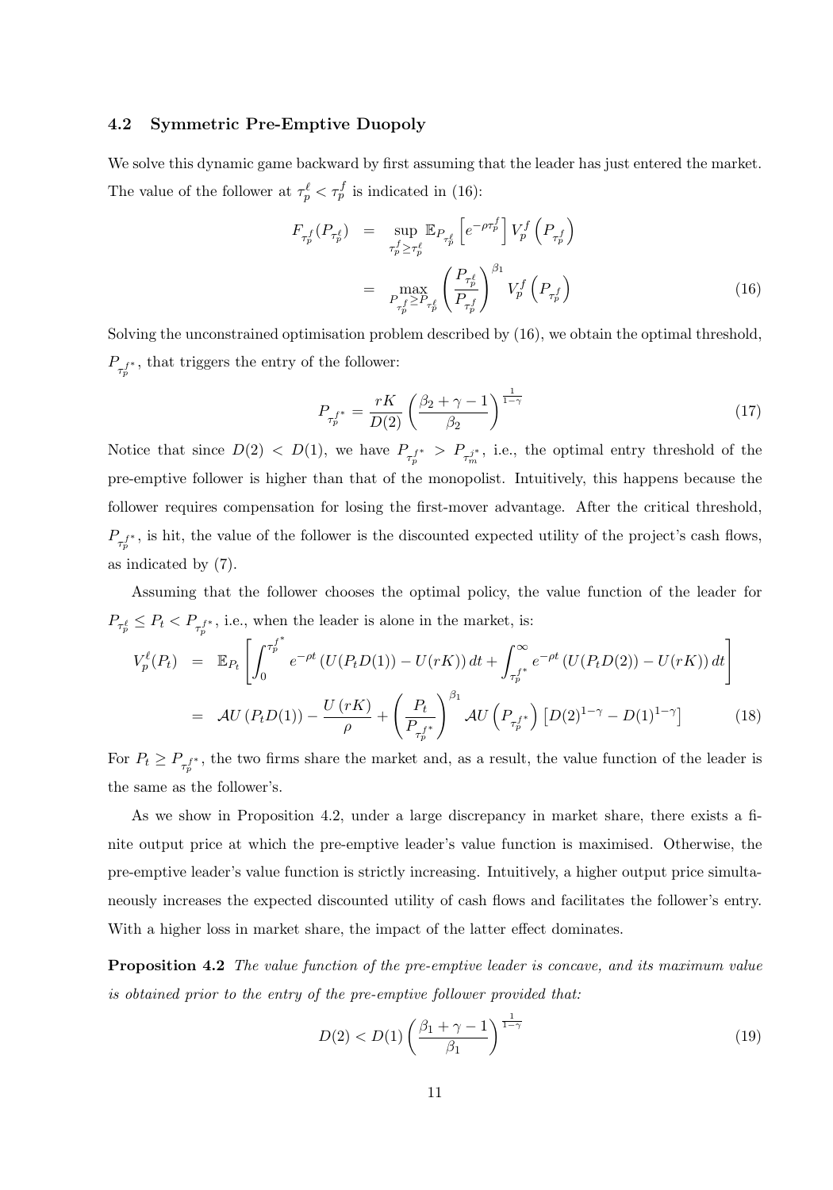### 4.2 Symmetric Pre-Emptive Duopoly

We solve this dynamic game backward by first assuming that the leader has just entered the market. The value of the follower at $\tau_p^\ell < \tau_p^f$ is indicated in (16):

$$
\begin{aligned}
F_{\tau_p^f}(P_{\tau_p^\ell}) &= \sup_{\tau_p^f \geq \tau_p^\ell} \mathbb{E}_{P_{\tau_p^\ell}}\left[e^{-\rho \tau_p^f}\right] V_p^f\left(P_{\tau_p^f}\right) \\
&= \max_{P_{\tau_p^f} \geq P_{\tau_p^\ell}} \left(\frac{P_{\tau_p^\ell}}{P_{\tau_p^f}}\right)^{\beta_1} V_p^f\left(P_{\tau_p^f}\right)
\end{aligned} \tag{16}
$$

Solving the unconstrained optimisation problem described by (16), we obtain the optimal threshold, $P_{\tau_p^{f*}}$, that triggers the entry of the follower:

$$
P_{\tau_p^{f*}} = \frac{rK}{D(2)}\left(\frac{\beta_2+\gamma-1}{\beta_2}\right)^{\frac{1}{1-\gamma}} \tag{17}
$$

Notice that since $D(2) < D(1)$, we have $P_{\tau_p^{f*}} > P_{\tau_m^{j*}}$, i.e., the optimal entry threshold of the pre-emptive follower is higher than that of the monopolist. Intuitively, this happens because the follower requires compensation for losing the first-mover advantage. After the critical threshold, $P_{\tau_p^{f*}}$, is hit, the value of the follower is the discounted expected utility of the project's cash flows, as indicated by (7).

Assuming that the follower chooses the optimal policy, the value function of the leader for $P_{\tau_p^\ell} \leq P_t < P_{\tau_p^{f*}}$, i.e., when the leader is alone in the market, is:

$$
\begin{aligned}
V_p^\ell(P_t) &= \mathbb{E}_{P_t}\left[\int_0^{\tau_p^{f^*}} e^{-\rho t}\left(U(P_t D(1)) - U(rK)\right)dt + \int_{\tau_p^{f^*}}^{\infty} e^{-\rho t}\left(U(P_t D(2)) - U(rK)\right)dt\right] \\
&= \mathcal{A}U\left(P_t D(1)\right) - \frac{U\left(rK\right)}{\rho} + \left(\frac{P_t}{P_{\tau_p^{f*}}}\right)^{\beta_1} \mathcal{A}U\left(P_{\tau_p^{f*}}\right)\left[D(2)^{1-\gamma} - D(1)^{1-\gamma}\right]
\end{aligned} \tag{18}
$$

For $P_t \geq P_{\tau_p^{f*}}$, the two firms share the market and, as a result, the value function of the leader is the same as the follower's.

As we show in Proposition 4.2, under a large discrepancy in market share, there exists a finite output price at which the pre-emptive leader's value function is maximised. Otherwise, the pre-emptive leader's value function is strictly increasing. Intuitively, a higher output price simultaneously increases the expected discounted utility of cash flows and facilitates the follower's entry. With a higher loss in market share, the impact of the latter effect dominates.

**Proposition 4.2** *The value function of the pre-emptive leader is concave, and its maximum value is obtained prior to the entry of the pre-emptive follower provided that:*

$$
D(2) < D(1)\left(\frac{\beta_1+\gamma-1}{\beta_1}\right)^{\frac{1}{1-\gamma}} \tag{19}
$$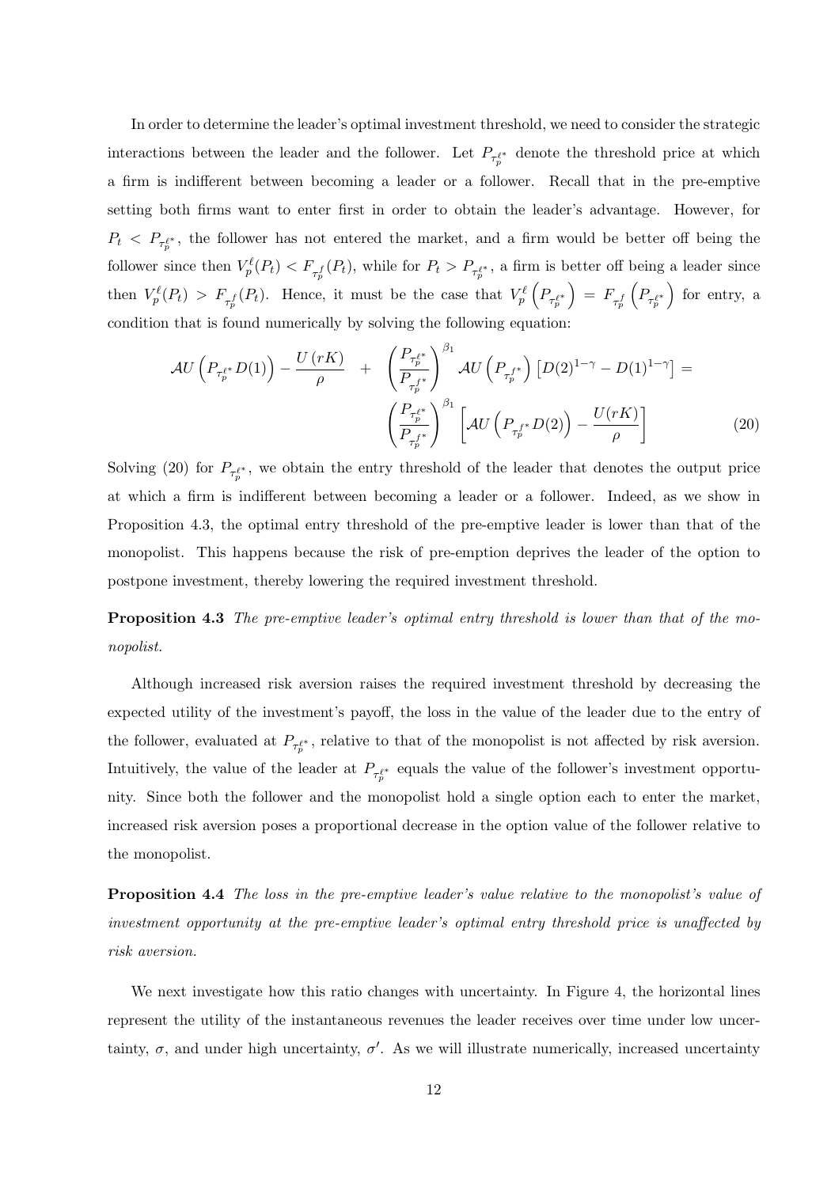In order to determine the leader's optimal investment threshold, we need to consider the strategic interactions between the leader and the follower. Let $P_{\tau_p^{\ell*}}$ denote the threshold price at which a firm is indifferent between becoming a leader or a follower. Recall that in the pre-emptive setting both firms want to enter first in order to obtain the leader's advantage. However, for $P_t < P_{\tau_p^{\ell*}}$, the follower has not entered the market, and a firm would be better off being the follower since then $V_p^{\ell}(P_t) < F_{\tau_p^f}(P_t)$, while for $P_t > P_{\tau_p^{\ell*}}$, a firm is better off being a leader since then $V_p^{\ell}(P_t) > F_{\tau_p^f}(P_t)$. Hence, it must be the case that $V_p^{\ell}\left(P_{\tau_p^{\ell*}}\right) = F_{\tau_p^f}\left(P_{\tau_p^{\ell*}}\right)$ for entry, a condition that is found numerically by solving the following equation:

$$
\mathcal{A}U\left(P_{\tau_p^{\ell*}}D(1)\right) - \frac{U\left(rK\right)}{\rho} \quad + \quad \left(\frac{P_{\tau_p^{\ell*}}}{P_{\tau_p^{f*}}}\right)^{\beta_1} \mathcal{A}U\left(P_{\tau_p^{f*}}\right)\left[D(2)^{1-\gamma} - D(1)^{1-\gamma}\right] = \left(\frac{P_{\tau_p^{\ell*}}}{P_{\tau_p^{f*}}}\right)^{\beta_1}\left[\mathcal{A}U\left(P_{\tau_p^{f*}}D(2)\right) - \frac{U(rK)}{\rho}\right] \tag{20}
$$

Solving (20) for $P_{\tau_p^{\ell*}}$, we obtain the entry threshold of the leader that denotes the output price at which a firm is indifferent between becoming a leader or a follower. Indeed, as we show in Proposition 4.3, the optimal entry threshold of the pre-emptive leader is lower than that of the monopolist. This happens because the risk of pre-emption deprives the leader of the option to postpone investment, thereby lowering the required investment threshold.

**Proposition 4.3** *The pre-emptive leader's optimal entry threshold is lower than that of the monopolist.*

Although increased risk aversion raises the required investment threshold by decreasing the expected utility of the investment's payoff, the loss in the value of the leader due to the entry of the follower, evaluated at $P_{\tau_p^{\ell*}}$, relative to that of the monopolist is not affected by risk aversion. Intuitively, the value of the leader at $P_{\tau_p^{\ell*}}$ equals the value of the follower's investment opportunity. Since both the follower and the monopolist hold a single option each to enter the market, increased risk aversion poses a proportional decrease in the option value of the follower relative to the monopolist.

**Proposition 4.4** *The loss in the pre-emptive leader's value relative to the monopolist's value of investment opportunity at the pre-emptive leader's optimal entry threshold price is unaffected by risk aversion.*

We next investigate how this ratio changes with uncertainty. In Figure 4, the horizontal lines represent the utility of the instantaneous revenues the leader receives over time under low uncertainty, $\sigma$, and under high uncertainty, $\sigma'$. As we will illustrate numerically, increased uncertainty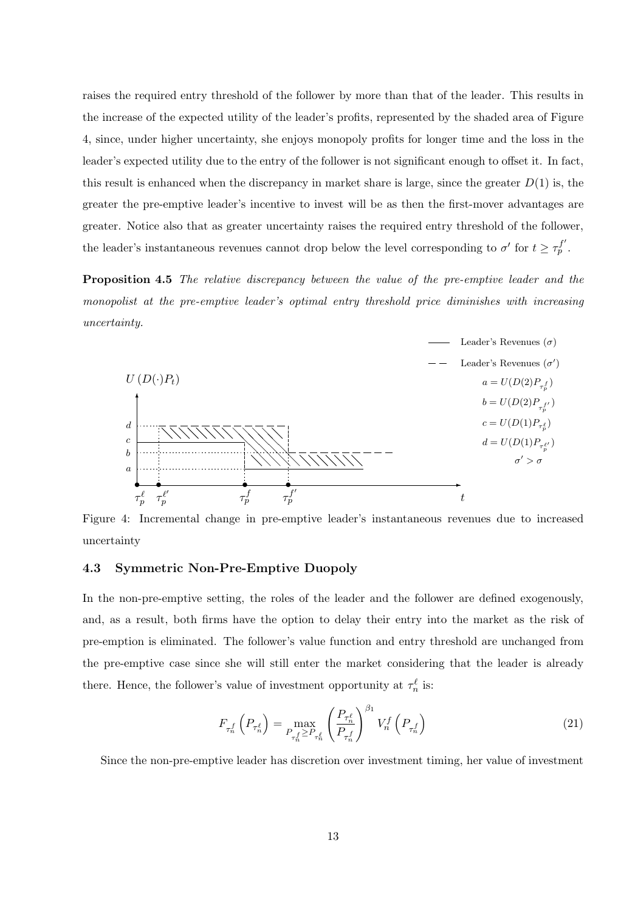raises the required entry threshold of the follower by more than that of the leader. This results in the increase of the expected utility of the leader's profits, represented by the shaded area of Figure 4, since, under higher uncertainty, she enjoys monopoly profits for longer time and the loss in the leader's expected utility due to the entry of the follower is not significant enough to offset it. In fact, this result is enhanced when the discrepancy in market share is large, since the greater $D(1)$ is, the greater the pre-emptive leader's incentive to invest will be as then the first-mover advantages are greater. Notice also that as greater uncertainty raises the required entry threshold of the follower, the leader's instantaneous revenues cannot drop below the level corresponding to $\sigma'$ for $t \geq \tau_p^{f'}$.

**Proposition 4.5** *The relative discrepancy between the value of the pre-emptive leader and the monopolist at the pre-emptive leader's optimal entry threshold price diminishes with increasing uncertainty.*

Figure 4: Incremental change in pre-emptive leader's instantaneous revenues due to increased uncertainty

### 4.3 Symmetric Non-Pre-Emptive Duopoly

In the non-pre-emptive setting, the roles of the leader and the follower are defined exogenously, and, as a result, both firms have the option to delay their entry into the market as the risk of pre-emption is eliminated. The follower's value function and entry threshold are unchanged from the pre-emptive case since she will still enter the market considering that the leader is already there. Hence, the follower's value of investment opportunity at $\tau_n^\ell$ is:

$$F_{\tau_n^f}\left(P_{\tau_n^\ell}\right) = \max_{P_{\tau_n^f} \geq P_{\tau_n^\ell}} \left(\frac{P_{\tau_n^\ell}}{P_{\tau_n^f}}\right)^{\beta_1} V_n^f\left(P_{\tau_n^f}\right) \tag{21}$$

Since the non-pre-emptive leader has discretion over investment timing, her value of investment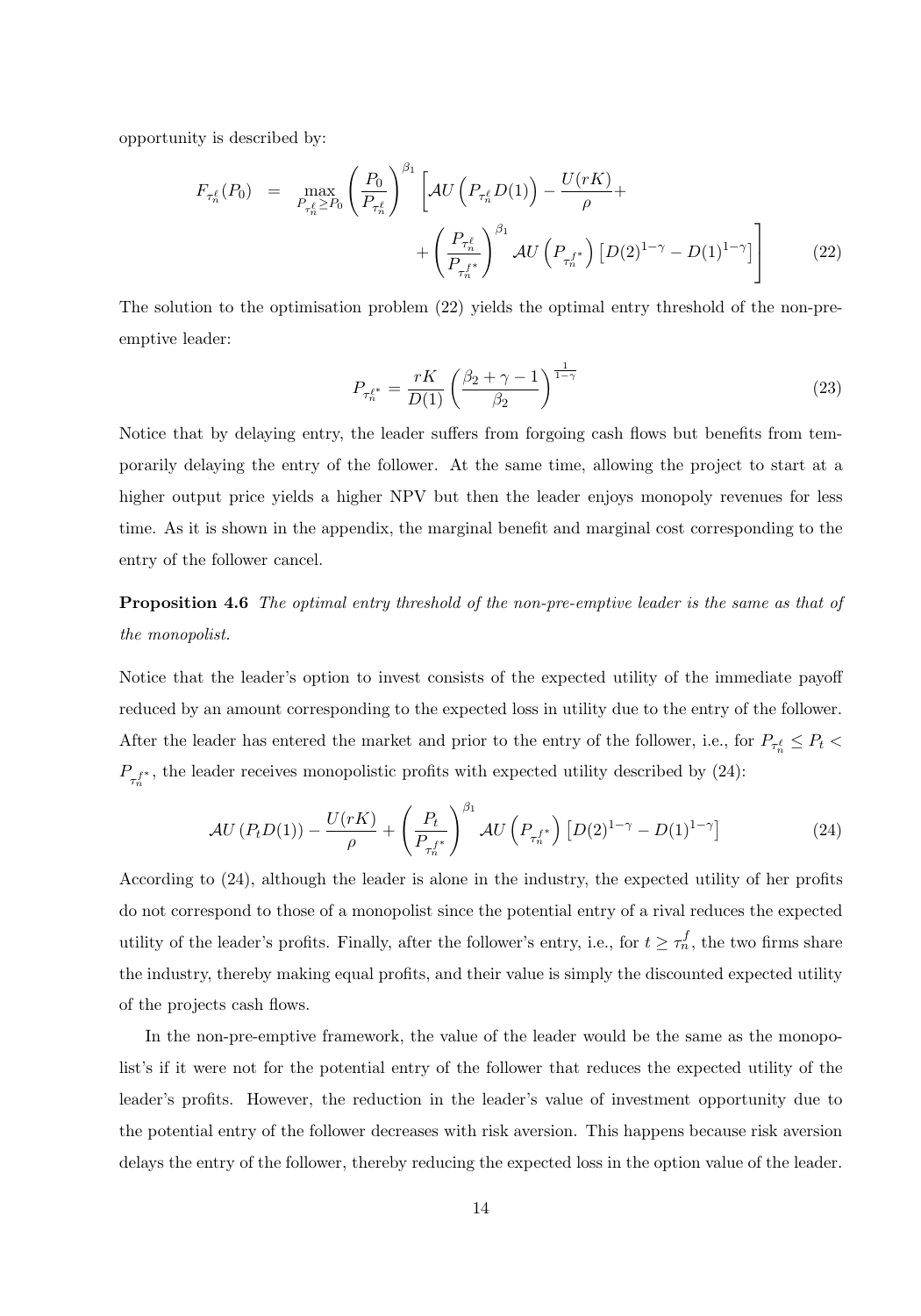opportunity is described by:

$$
\begin{aligned}
F_{\tau_n^\ell}(P_0) &= \max_{P_{\tau_n^\ell} \geq P_0} \left( \frac{P_0}{P_{\tau_n^\ell}} \right)^{\beta_1} \left[ \mathcal{A} U\left( P_{\tau_n^\ell} D(1) \right) - \frac{U(rK)}{\rho} + \right. \\
&\quad \left. + \left( \frac{P_{\tau_n^\ell}}{P_{\tau_n^{f*}}} \right)^{\beta_1} \mathcal{A} U\left( P_{\tau_n^{f*}} \right) \left[ D(2)^{1-\gamma} - D(1)^{1-\gamma} \right] \right] \qquad (22)
\end{aligned}
$$

The solution to the optimisation problem (22) yields the optimal entry threshold of the non-pre-emptive leader:

$$
P_{\tau_n^{\ell *}} = \frac{rK}{D(1)} \left( \frac{\beta_2 + \gamma - 1}{\beta_2} \right)^{\frac{1}{1-\gamma}} \qquad (23)
$$

Notice that by delaying entry, the leader suffers from forgoing cash flows but benefits from temporarily delaying the entry of the follower. At the same time, allowing the project to start at a higher output price yields a higher NPV but then the leader enjoys monopoly revenues for less time. As it is shown in the appendix, the marginal benefit and marginal cost corresponding to the entry of the follower cancel.

**Proposition 4.6** *The optimal entry threshold of the non-pre-emptive leader is the same as that of the monopolist.*

Notice that the leader's option to invest consists of the expected utility of the immediate payoff reduced by an amount corresponding to the expected loss in utility due to the entry of the follower. After the leader has entered the market and prior to the entry of the follower, i.e., for $P_{\tau_n^\ell} \leq P_t < P_{\tau_n^{f*}}$, the leader receives monopolistic profits with expected utility described by (24):

$$
\mathcal{A} U\left( P_t D(1) \right) - \frac{U(rK)}{\rho} + \left( \frac{P_t}{P_{\tau_n^{f*}}} \right)^{\beta_1} \mathcal{A} U\left( P_{\tau_n^{f*}} \right) \left[ D(2)^{1-\gamma} - D(1)^{1-\gamma} \right] \qquad (24)
$$

According to (24), although the leader is alone in the industry, the expected utility of her profits do not correspond to those of a monopolist since the potential entry of a rival reduces the expected utility of the leader's profits. Finally, after the follower's entry, i.e., for $t \geq \tau_n^f$, the two firms share the industry, thereby making equal profits, and their value is simply the discounted expected utility of the projects cash flows.

In the non-pre-emptive framework, the value of the leader would be the same as the monopolist's if it were not for the potential entry of the follower that reduces the expected utility of the leader's profits. However, the reduction in the leader's value of investment opportunity due to the potential entry of the follower decreases with risk aversion. This happens because risk aversion delays the entry of the follower, thereby reducing the expected loss in the option value of the leader.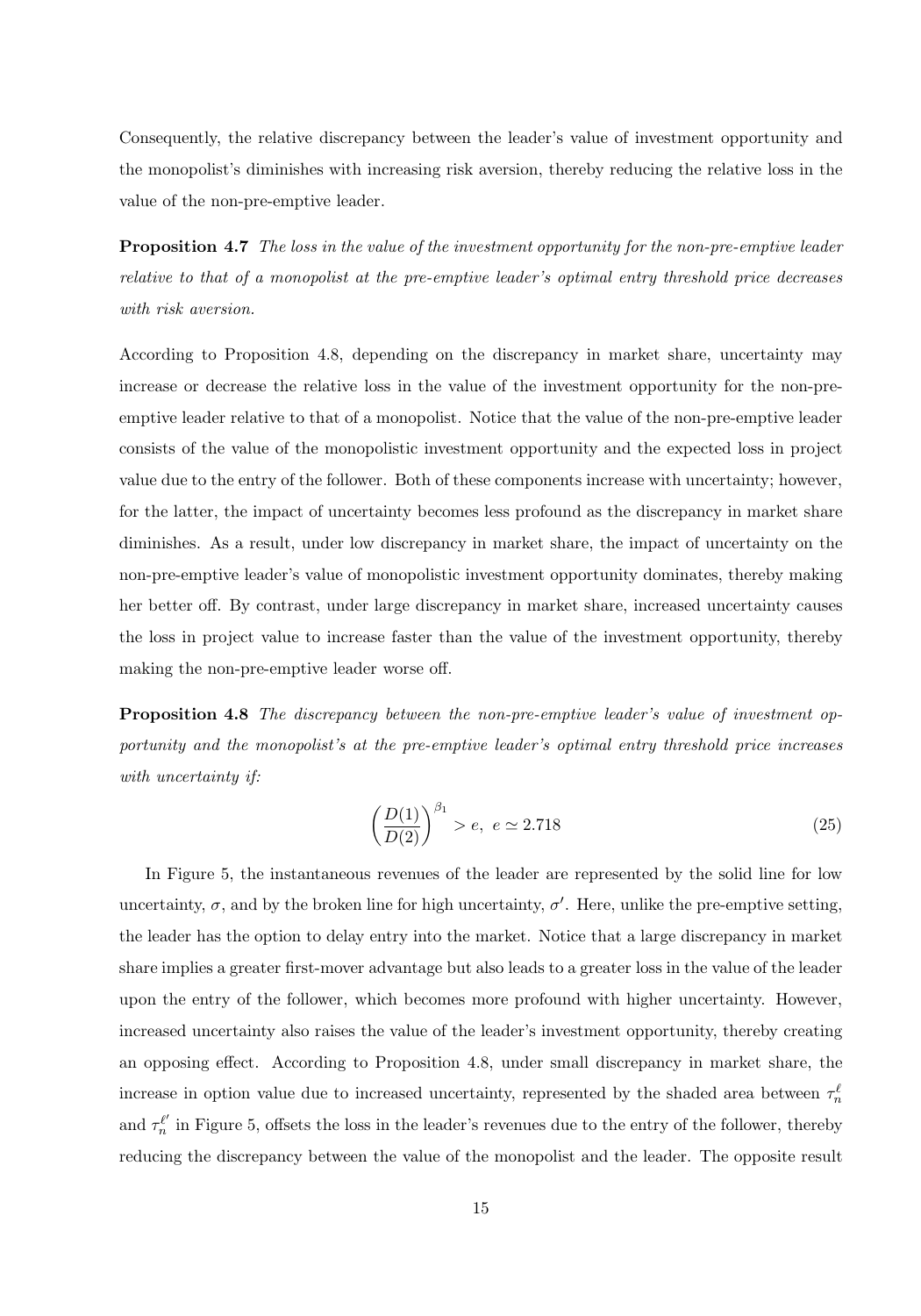Consequently, the relative discrepancy between the leader's value of investment opportunity and the monopolist's diminishes with increasing risk aversion, thereby reducing the relative loss in the value of the non-pre-emptive leader.

**Proposition 4.7** *The loss in the value of the investment opportunity for the non-pre-emptive leader relative to that of a monopolist at the pre-emptive leader's optimal entry threshold price decreases with risk aversion.*

According to Proposition 4.8, depending on the discrepancy in market share, uncertainty may increase or decrease the relative loss in the value of the investment opportunity for the non-pre-emptive leader relative to that of a monopolist. Notice that the value of the non-pre-emptive leader consists of the value of the monopolistic investment opportunity and the expected loss in project value due to the entry of the follower. Both of these components increase with uncertainty; however, for the latter, the impact of uncertainty becomes less profound as the discrepancy in market share diminishes. As a result, under low discrepancy in market share, the impact of uncertainty on the non-pre-emptive leader's value of monopolistic investment opportunity dominates, thereby making her better off. By contrast, under large discrepancy in market share, increased uncertainty causes the loss in project value to increase faster than the value of the investment opportunity, thereby making the non-pre-emptive leader worse off.

**Proposition 4.8** *The discrepancy between the non-pre-emptive leader's value of investment opportunity and the monopolist's at the pre-emptive leader's optimal entry threshold price increases with uncertainty if:*

$$\left(\frac{D(1)}{D(2)}\right)^{\beta_1} > e, \;\; e \simeq 2.718 \tag{25}$$

In Figure 5, the instantaneous revenues of the leader are represented by the solid line for low uncertainty, $\sigma$, and by the broken line for high uncertainty, $\sigma'$. Here, unlike the pre-emptive setting, the leader has the option to delay entry into the market. Notice that a large discrepancy in market share implies a greater first-mover advantage but also leads to a greater loss in the value of the leader upon the entry of the follower, which becomes more profound with higher uncertainty. However, increased uncertainty also raises the value of the leader's investment opportunity, thereby creating an opposing effect. According to Proposition 4.8, under small discrepancy in market share, the increase in option value due to increased uncertainty, represented by the shaded area between $\tau_n^{\ell}$ and $\tau_n^{\ell'}$ in Figure 5, offsets the loss in the leader's revenues due to the entry of the follower, thereby reducing the discrepancy between the value of the monopolist and the leader. The opposite result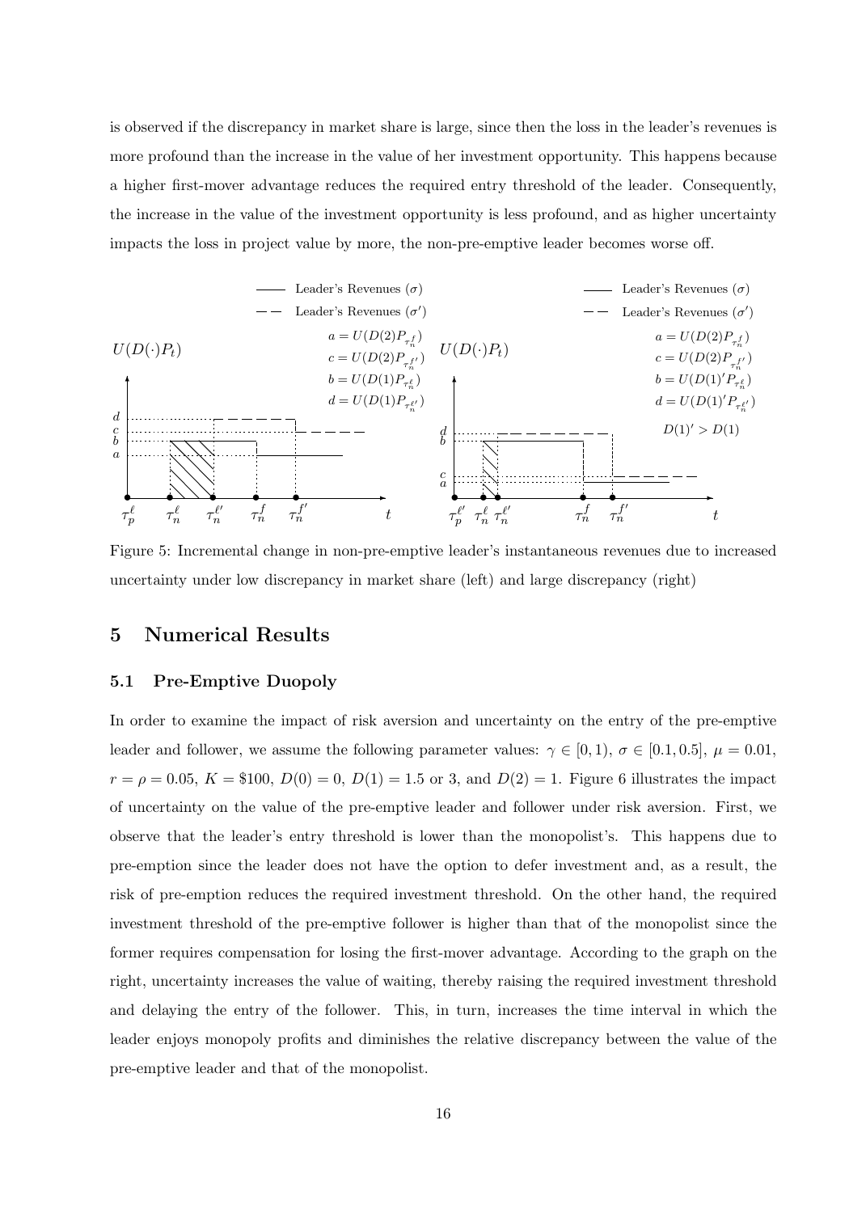is observed if the discrepancy in market share is large, since then the loss in the leader's revenues is more profound than the increase in the value of her investment opportunity. This happens because a higher first-mover advantage reduces the required entry threshold of the leader. Consequently, the increase in the value of the investment opportunity is less profound, and as higher uncertainty impacts the loss in project value by more, the non-pre-emptive leader becomes worse off.

Figure 5: Incremental change in non-pre-emptive leader's instantaneous revenues due to increased uncertainty under low discrepancy in market share (left) and large discrepancy (right)

## 5 Numerical Results

### 5.1 Pre-Emptive Duopoly

In order to examine the impact of risk aversion and uncertainty on the entry of the pre-emptive leader and follower, we assume the following parameter values: $\gamma \in [0, 1)$, $\sigma \in [0.1, 0.5]$, $\mu = 0.01$, $r = \rho = 0.05$, $K = \$100$, $D(0) = 0$, $D(1) = 1.5$ or 3, and $D(2) = 1$. Figure 6 illustrates the impact of uncertainty on the value of the pre-emptive leader and follower under risk aversion. First, we observe that the leader's entry threshold is lower than the monopolist's. This happens due to pre-emption since the leader does not have the option to defer investment and, as a result, the risk of pre-emption reduces the required investment threshold. On the other hand, the required investment threshold of the pre-emptive follower is higher than that of the monopolist since the former requires compensation for losing the first-mover advantage. According to the graph on the right, uncertainty increases the value of waiting, thereby raising the required investment threshold and delaying the entry of the follower. This, in turn, increases the time interval in which the leader enjoys monopoly profits and diminishes the relative discrepancy between the value of the pre-emptive leader and that of the monopolist.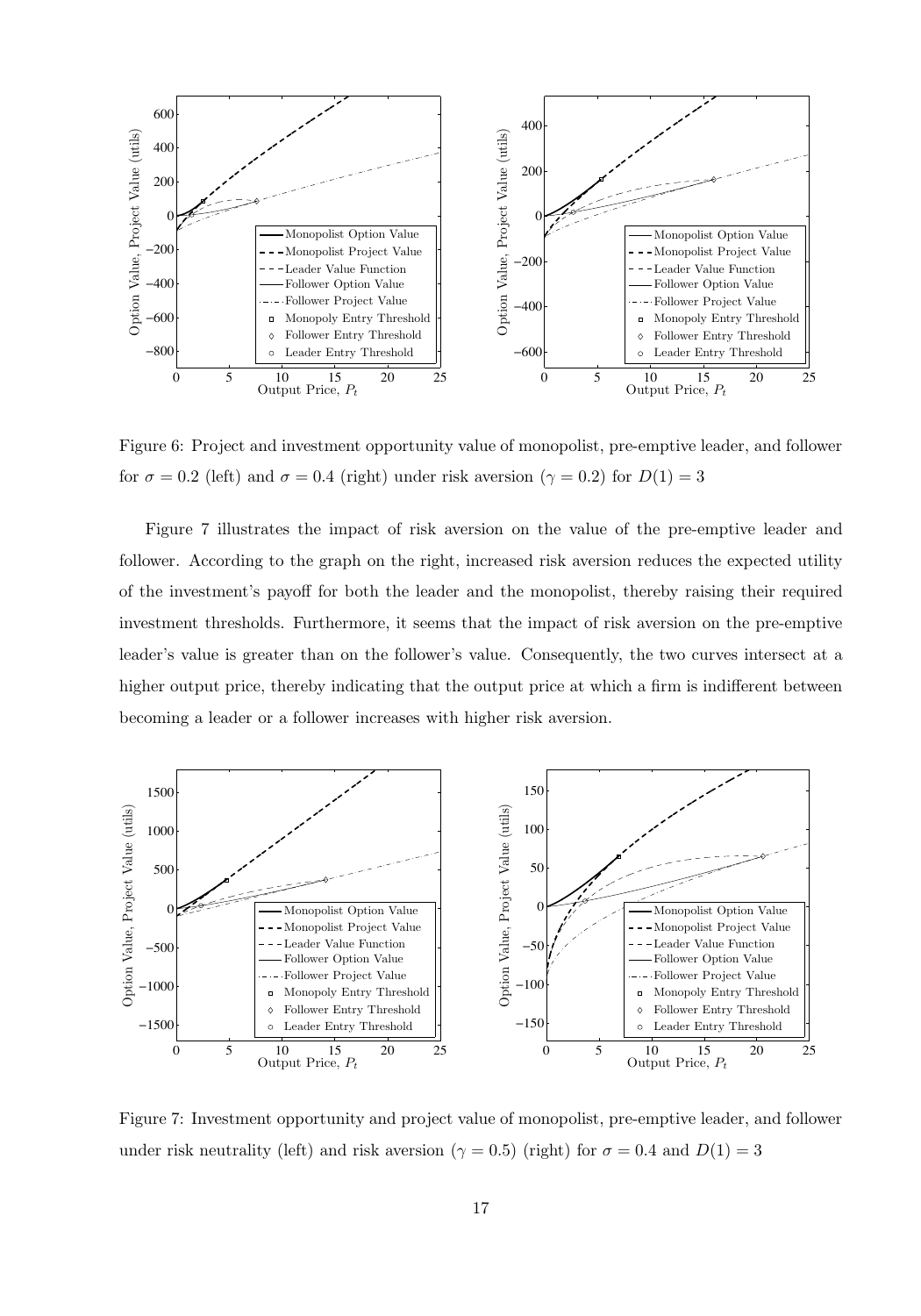Figure 6: Project and investment opportunity value of monopolist, pre-emptive leader, and follower for $\sigma = 0.2$ (left) and $\sigma = 0.4$ (right) under risk aversion ($\gamma = 0.2$) for $D(1) = 3$

Figure 7 illustrates the impact of risk aversion on the value of the pre-emptive leader and follower. According to the graph on the right, increased risk aversion reduces the expected utility of the investment's payoff for both the leader and the monopolist, thereby raising their required investment thresholds. Furthermore, it seems that the impact of risk aversion on the pre-emptive leader's value is greater than on the follower's value. Consequently, the two curves intersect at a higher output price, thereby indicating that the output price at which a firm is indifferent between becoming a leader or a follower increases with higher risk aversion.

Figure 7: Investment opportunity and project value of monopolist, pre-emptive leader, and follower under risk neutrality (left) and risk aversion ($\gamma = 0.5$) (right) for $\sigma = 0.4$ and $D(1) = 3$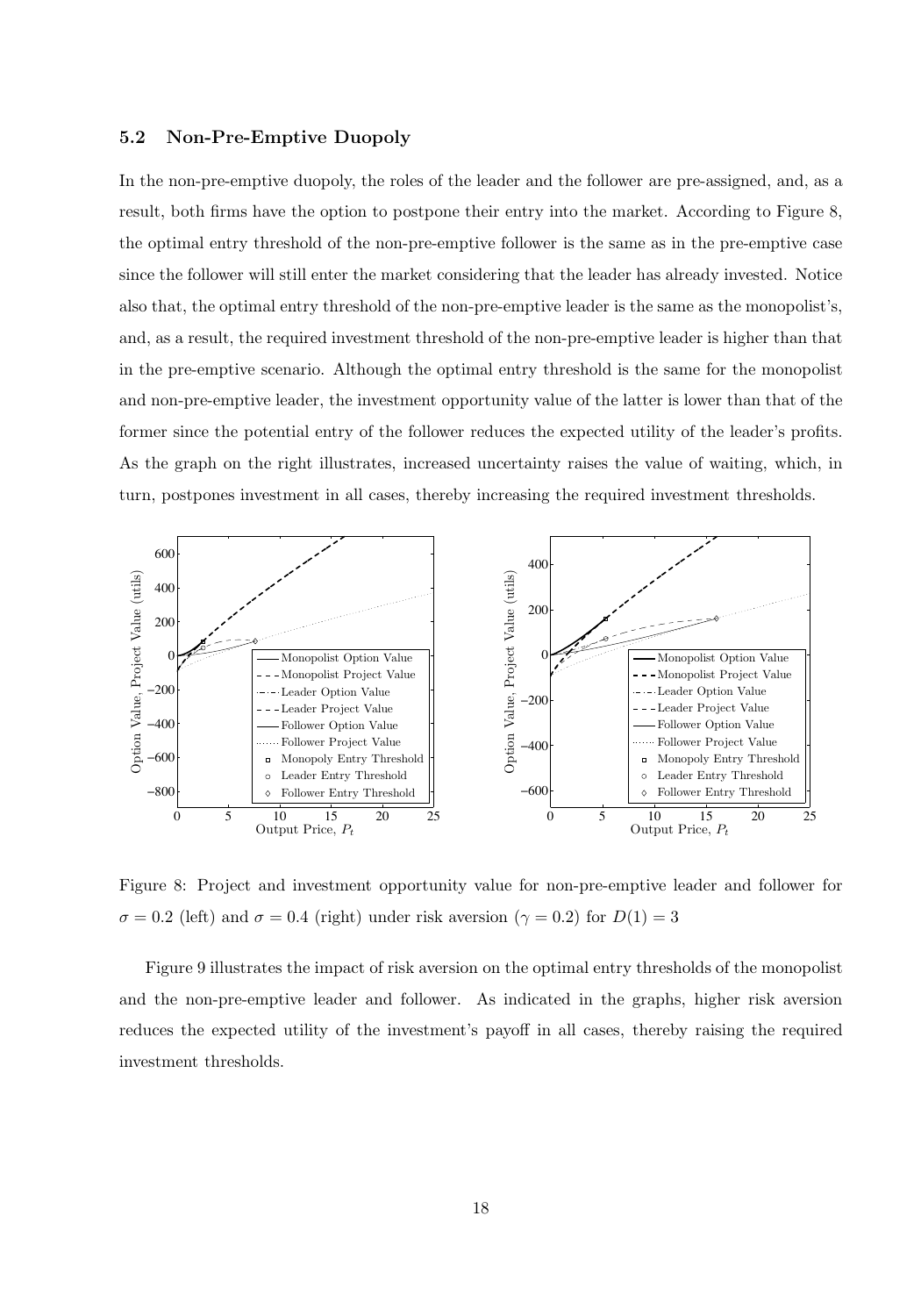### 5.2 Non-Pre-Emptive Duopoly

In the non-pre-emptive duopoly, the roles of the leader and the follower are pre-assigned, and, as a result, both firms have the option to postpone their entry into the market. According to Figure 8, the optimal entry threshold of the non-pre-emptive follower is the same as in the pre-emptive case since the follower will still enter the market considering that the leader has already invested. Notice also that, the optimal entry threshold of the non-pre-emptive leader is the same as the monopolist's, and, as a result, the required investment threshold of the non-pre-emptive leader is higher than that in the pre-emptive scenario. Although the optimal entry threshold is the same for the monopolist and non-pre-emptive leader, the investment opportunity value of the latter is lower than that of the former since the potential entry of the follower reduces the expected utility of the leader's profits. As the graph on the right illustrates, increased uncertainty raises the value of waiting, which, in turn, postpones investment in all cases, thereby increasing the required investment thresholds.

Figure 8: Project and investment opportunity value for non-pre-emptive leader and follower for $\sigma = 0.2$ (left) and $\sigma = 0.4$ (right) under risk aversion ($\gamma = 0.2$) for $D(1) = 3$

Figure 9 illustrates the impact of risk aversion on the optimal entry thresholds of the monopolist and the non-pre-emptive leader and follower. As indicated in the graphs, higher risk aversion reduces the expected utility of the investment's payoff in all cases, thereby raising the required investment thresholds.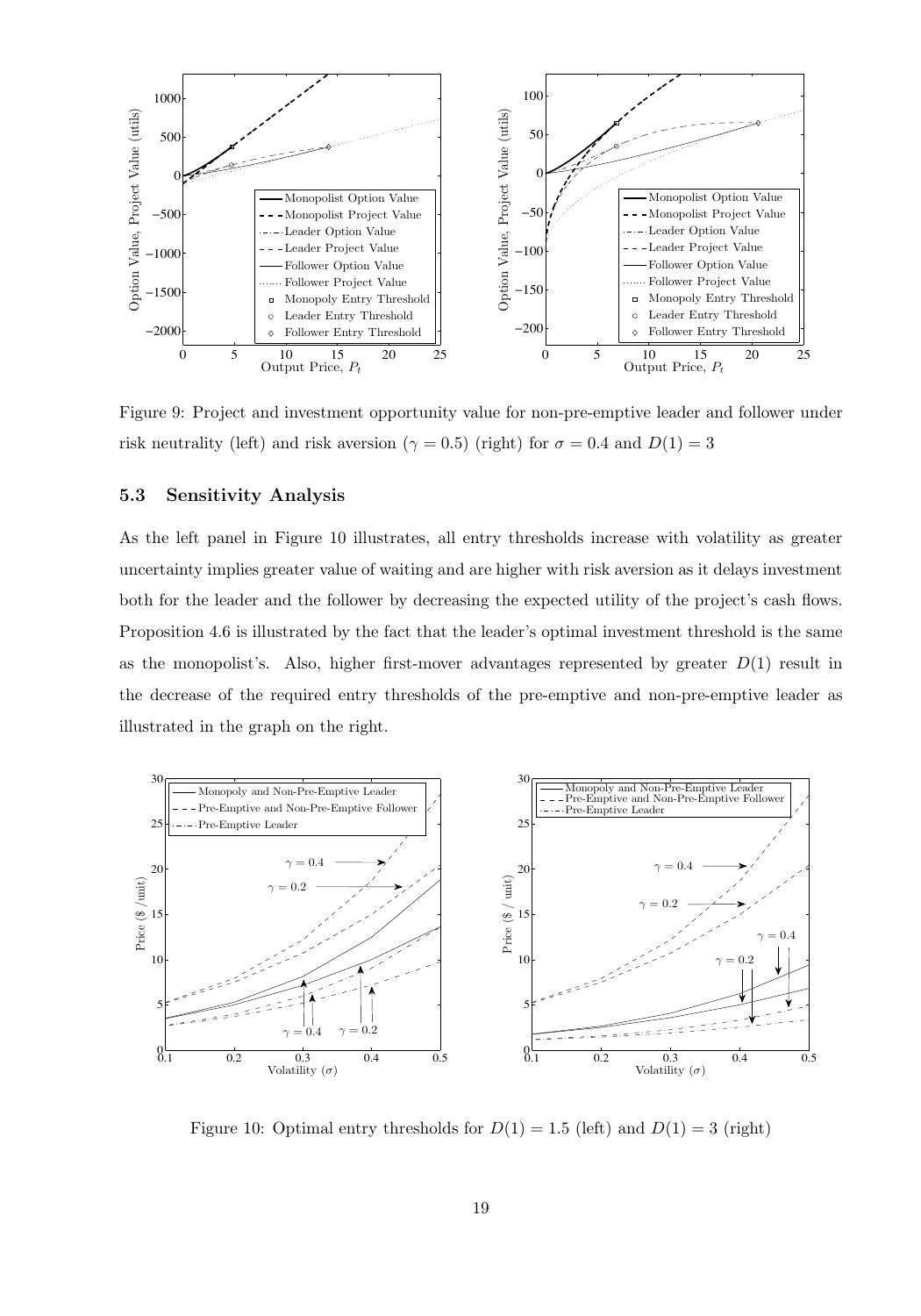Figure 9: Project and investment opportunity value for non-pre-emptive leader and follower under risk neutrality (left) and risk aversion ($\gamma = 0.5$) (right) for $\sigma = 0.4$ and $D(1) = 3$

### 5.3 Sensitivity Analysis

As the left panel in Figure 10 illustrates, all entry thresholds increase with volatility as greater uncertainty implies greater value of waiting and are higher with risk aversion as it delays investment both for the leader and the follower by decreasing the expected utility of the project's cash flows. Proposition 4.6 is illustrated by the fact that the leader's optimal investment threshold is the same as the monopolist's. Also, higher first-mover advantages represented by greater $D(1)$ result in the decrease of the required entry thresholds of the pre-emptive and non-pre-emptive leader as illustrated in the graph on the right.

Figure 10: Optimal entry thresholds for $D(1) = 1.5$ (left) and $D(1) = 3$ (right)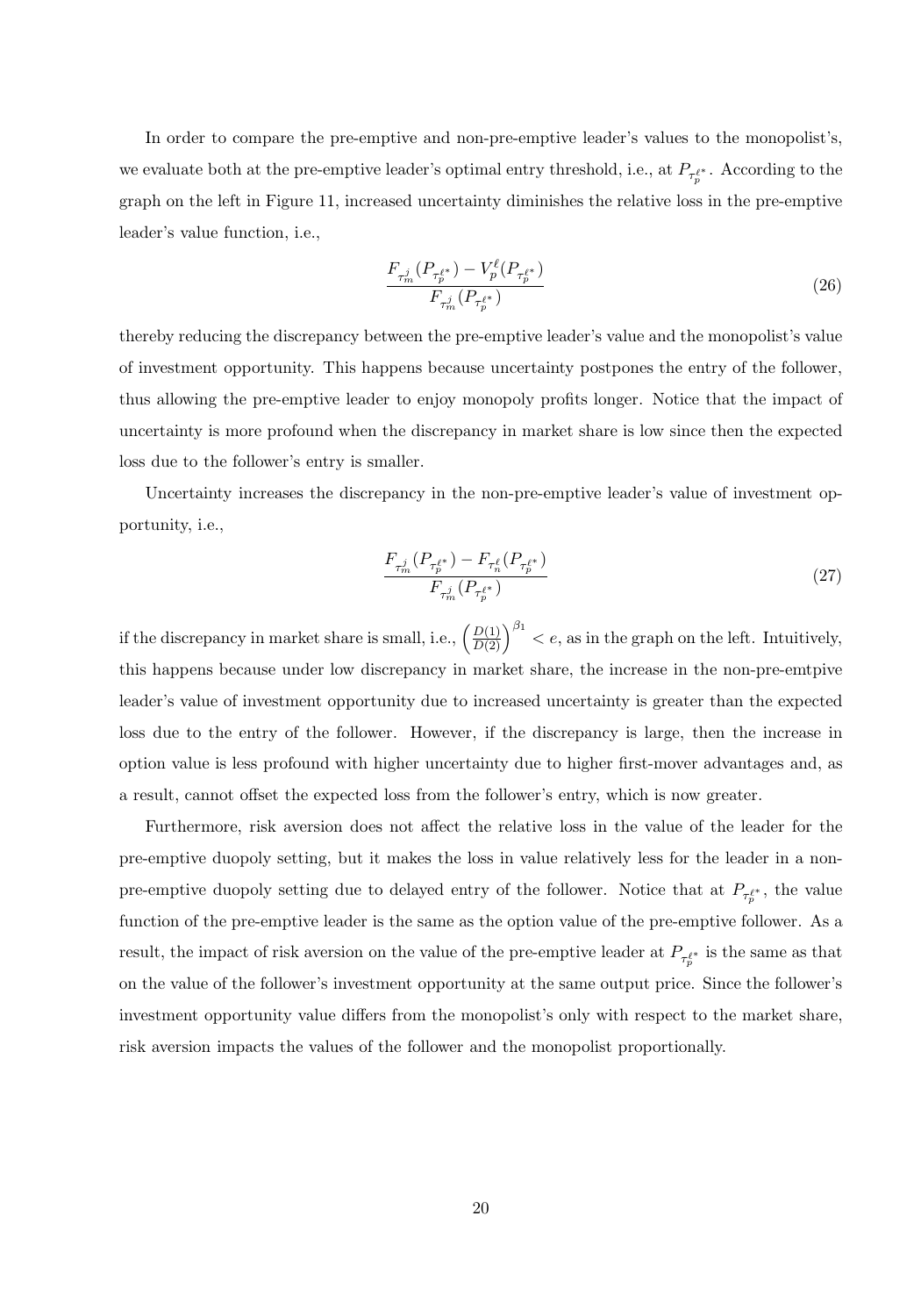In order to compare the pre-emptive and non-pre-emptive leader's values to the monopolist's, we evaluate both at the pre-emptive leader's optimal entry threshold, i.e., at $P_{\tau_p^{\ell*}}$. According to the graph on the left in Figure 11, increased uncertainty diminishes the relative loss in the pre-emptive leader's value function, i.e.,

$$\frac{F_{\tau_m^j}(P_{\tau_p^{\ell*}}) - V_p^{\ell}(P_{\tau_p^{\ell*}})}{F_{\tau_m^j}(P_{\tau_p^{\ell*}})} \tag{26}$$

thereby reducing the discrepancy between the pre-emptive leader's value and the monopolist's value of investment opportunity. This happens because uncertainty postpones the entry of the follower, thus allowing the pre-emptive leader to enjoy monopoly profits longer. Notice that the impact of uncertainty is more profound when the discrepancy in market share is low since then the expected loss due to the follower's entry is smaller.

Uncertainty increases the discrepancy in the non-pre-emptive leader's value of investment opportunity, i.e.,

$$\frac{F_{\tau_m^j}(P_{\tau_p^{\ell*}}) - F_{\tau_n^{\ell}}(P_{\tau_p^{\ell*}})}{F_{\tau_m^j}(P_{\tau_p^{\ell*}})} \tag{27}$$

if the discrepancy in market share is small, i.e., $\left(\frac{D(1)}{D(2)}\right)^{\beta_1} < e$, as in the graph on the left. Intuitively, this happens because under low discrepancy in market share, the increase in the non-pre-emtpive leader's value of investment opportunity due to increased uncertainty is greater than the expected loss due to the entry of the follower. However, if the discrepancy is large, then the increase in option value is less profound with higher uncertainty due to higher first-mover advantages and, as a result, cannot offset the expected loss from the follower's entry, which is now greater.

Furthermore, risk aversion does not affect the relative loss in the value of the leader for the pre-emptive duopoly setting, but it makes the loss in value relatively less for the leader in a non-pre-emptive duopoly setting due to delayed entry of the follower. Notice that at $P_{\tau_p^{\ell*}}$, the value function of the pre-emptive leader is the same as the option value of the pre-emptive follower. As a result, the impact of risk aversion on the value of the pre-emptive leader at $P_{\tau_p^{\ell*}}$ is the same as that on the value of the follower's investment opportunity at the same output price. Since the follower's investment opportunity value differs from the monopolist's only with respect to the market share, risk aversion impacts the values of the follower and the monopolist proportionally.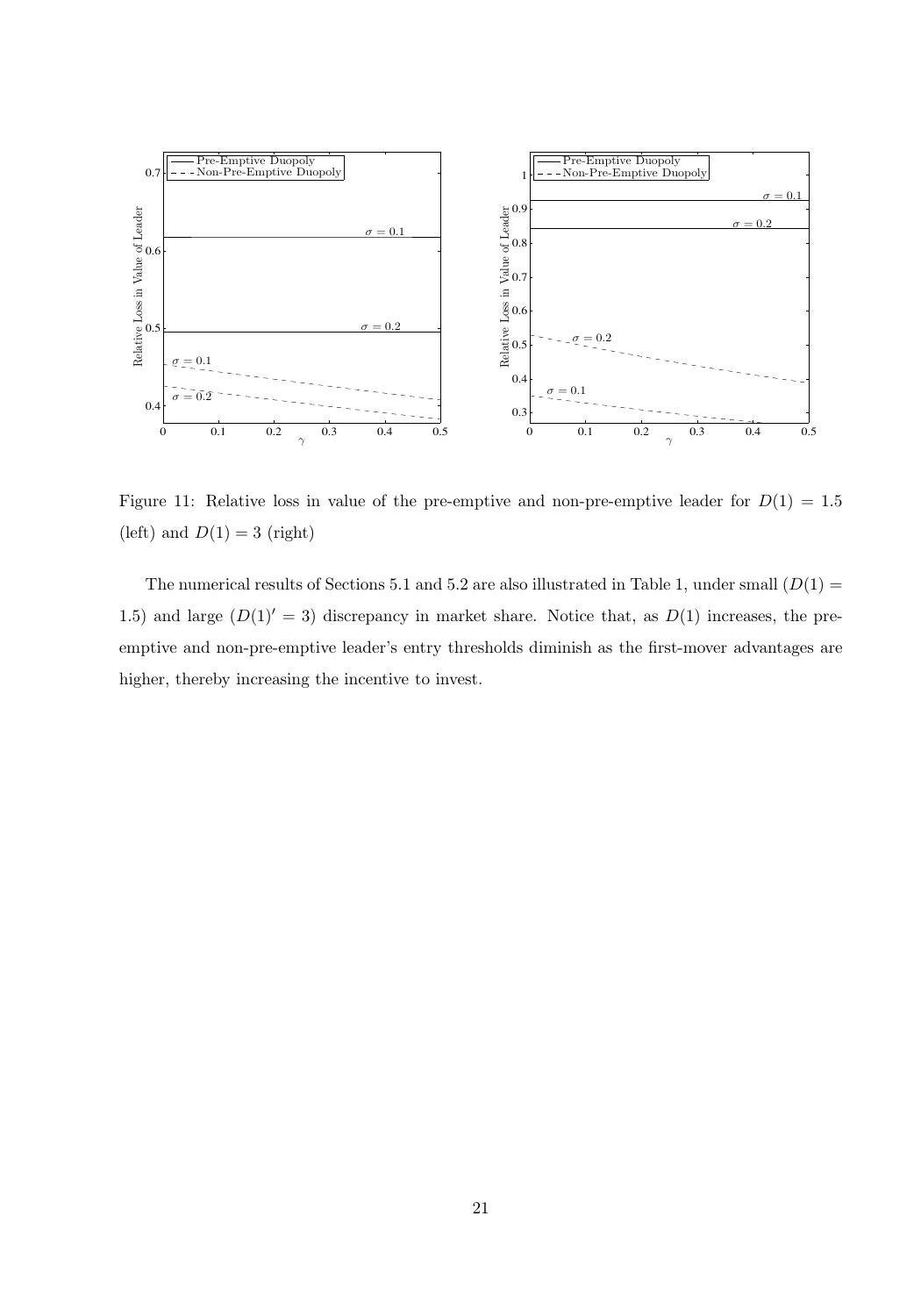Figure 11: Relative loss in value of the pre-emptive and non-pre-emptive leader for $D(1) = 1.5$ (left) and $D(1) = 3$ (right)

The numerical results of Sections 5.1 and 5.2 are also illustrated in Table 1, under small ($D(1) = 1.5$) and large ($D(1)' = 3$) discrepancy in market share. Notice that, as $D(1)$ increases, the pre-emptive and non-pre-emptive leader's entry thresholds diminish as the first-mover advantages are higher, thereby increasing the incentive to invest.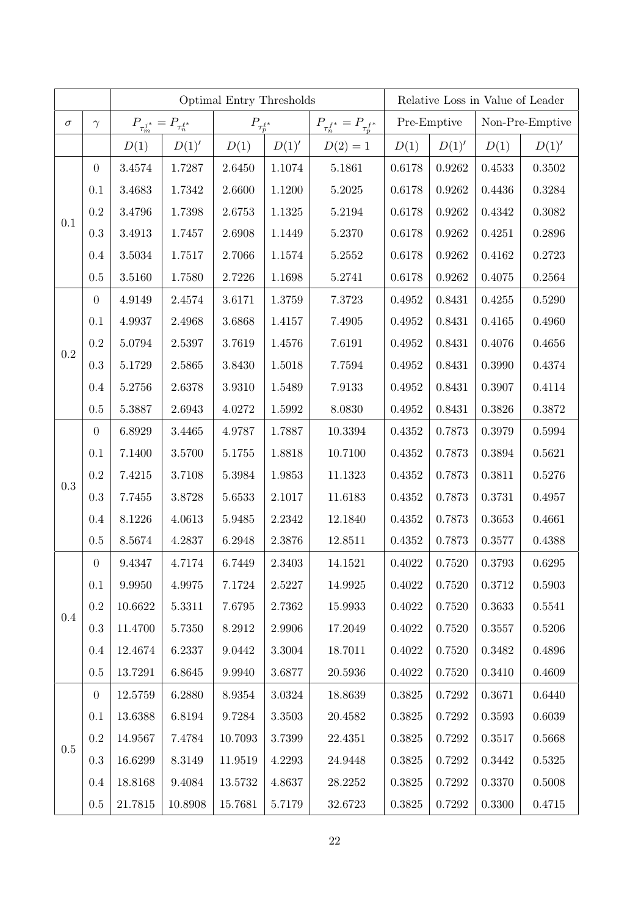| | | Optimal Entry Thresholds | | | | | Relative Loss in Value of Leader | | | |
|---|---|---|---|---|---|---|---|---|---|---|
| $\sigma$ | $\gamma$ | $P_{\tau_m^{j*}} = P_{\tau_n^{\ell*}}$ | | $P_{\tau_p^{\ell*}}$ | | $P_{\tau_n^{f*}} = P_{\tau_p^{f*}}$ | Pre-Emptive | | Non-Pre-Emptive | |
| | | $D(1)$ | $D(1)'$ | $D(1)$ | $D(1)'$ | $D(2) = 1$ | $D(1)$ | $D(1)'$ | $D(1)$ | $D(1)'$ |
| 0.1 | 0 | 3.4574 | 1.7287 | 2.6450 | 1.1074 | 5.1861 | 0.6178 | 0.9262 | 0.4533 | 0.3502 |
| | 0.1 | 3.4683 | 1.7342 | 2.6600 | 1.1200 | 5.2025 | 0.6178 | 0.9262 | 0.4436 | 0.3284 |
| | 0.2 | 3.4796 | 1.7398 | 2.6753 | 1.1325 | 5.2194 | 0.6178 | 0.9262 | 0.4342 | 0.3082 |
| | 0.3 | 3.4913 | 1.7457 | 2.6908 | 1.1449 | 5.2370 | 0.6178 | 0.9262 | 0.4251 | 0.2896 |
| | 0.4 | 3.5034 | 1.7517 | 2.7066 | 1.1574 | 5.2552 | 0.6178 | 0.9262 | 0.4162 | 0.2723 |
| | 0.5 | 3.5160 | 1.7580 | 2.7226 | 1.1698 | 5.2741 | 0.6178 | 0.9262 | 0.4075 | 0.2564 |
| 0.2 | 0 | 4.9149 | 2.4574 | 3.6171 | 1.3759 | 7.3723 | 0.4952 | 0.8431 | 0.4255 | 0.5290 |
| | 0.1 | 4.9937 | 2.4968 | 3.6868 | 1.4157 | 7.4905 | 0.4952 | 0.8431 | 0.4165 | 0.4960 |
| | 0.2 | 5.0794 | 2.5397 | 3.7619 | 1.4576 | 7.6191 | 0.4952 | 0.8431 | 0.4076 | 0.4656 |
| | 0.3 | 5.1729 | 2.5865 | 3.8430 | 1.5018 | 7.7594 | 0.4952 | 0.8431 | 0.3990 | 0.4374 |
| | 0.4 | 5.2756 | 2.6378 | 3.9310 | 1.5489 | 7.9133 | 0.4952 | 0.8431 | 0.3907 | 0.4114 |
| | 0.5 | 5.3887 | 2.6943 | 4.0272 | 1.5992 | 8.0830 | 0.4952 | 0.8431 | 0.3826 | 0.3872 |
| 0.3 | 0 | 6.8929 | 3.4465 | 4.9787 | 1.7887 | 10.3394 | 0.4352 | 0.7873 | 0.3979 | 0.5994 |
| | 0.1 | 7.1400 | 3.5700 | 5.1755 | 1.8818 | 10.7100 | 0.4352 | 0.7873 | 0.3894 | 0.5621 |
| | 0.2 | 7.4215 | 3.7108 | 5.3984 | 1.9853 | 11.1323 | 0.4352 | 0.7873 | 0.3811 | 0.5276 |
| | 0.3 | 7.7455 | 3.8728 | 5.6533 | 2.1017 | 11.6183 | 0.4352 | 0.7873 | 0.3731 | 0.4957 |
| | 0.4 | 8.1226 | 4.0613 | 5.9485 | 2.2342 | 12.1840 | 0.4352 | 0.7873 | 0.3653 | 0.4661 |
| | 0.5 | 8.5674 | 4.2837 | 6.2948 | 2.3876 | 12.8511 | 0.4352 | 0.7873 | 0.3577 | 0.4388 |
| 0.4 | 0 | 9.4347 | 4.7174 | 6.7449 | 2.3403 | 14.1521 | 0.4022 | 0.7520 | 0.3793 | 0.6295 |
| | 0.1 | 9.9950 | 4.9975 | 7.1724 | 2.5227 | 14.9925 | 0.4022 | 0.7520 | 0.3712 | 0.5903 |
| | 0.2 | 10.6622 | 5.3311 | 7.6795 | 2.7362 | 15.9933 | 0.4022 | 0.7520 | 0.3633 | 0.5541 |
| | 0.3 | 11.4700 | 5.7350 | 8.2912 | 2.9906 | 17.2049 | 0.4022 | 0.7520 | 0.3557 | 0.5206 |
| | 0.4 | 12.4674 | 6.2337 | 9.0442 | 3.3004 | 18.7011 | 0.4022 | 0.7520 | 0.3482 | 0.4896 |
| | 0.5 | 13.7291 | 6.8645 | 9.9940 | 3.6877 | 20.5936 | 0.4022 | 0.7520 | 0.3410 | 0.4609 |
| 0.5 | 0 | 12.5759 | 6.2880 | 8.9354 | 3.0324 | 18.8639 | 0.3825 | 0.7292 | 0.3671 | 0.6440 |
| | 0.1 | 13.6388 | 6.8194 | 9.7284 | 3.3503 | 20.4582 | 0.3825 | 0.7292 | 0.3593 | 0.6039 |
| | 0.2 | 14.9567 | 7.4784 | 10.7093 | 3.7399 | 22.4351 | 0.3825 | 0.7292 | 0.3517 | 0.5668 |
| | 0.3 | 16.6299 | 8.3149 | 11.9519 | 4.2293 | 24.9448 | 0.3825 | 0.7292 | 0.3442 | 0.5325 |
| | 0.4 | 18.8168 | 9.4084 | 13.5732 | 4.8637 | 28.2252 | 0.3825 | 0.7292 | 0.3370 | 0.5008 |
| | 0.5 | 21.7815 | 10.8908 | 15.7681 | 5.7179 | 32.6723 | 0.3825 | 0.7292 | 0.3300 | 0.4715 |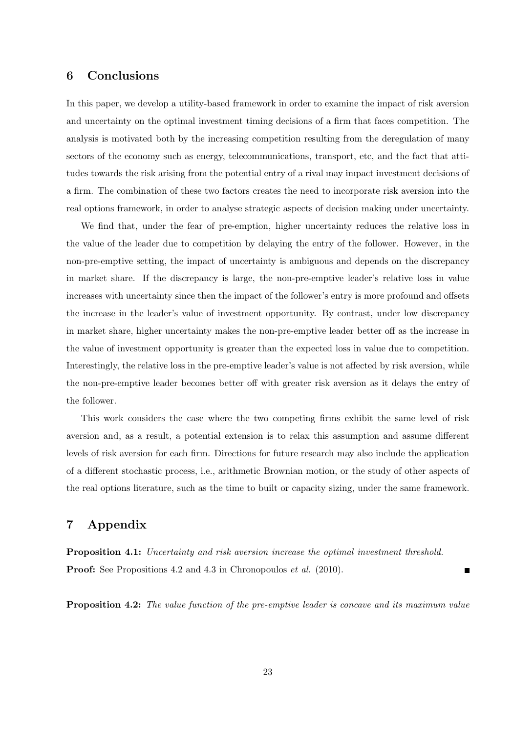## 6 Conclusions

In this paper, we develop a utility-based framework in order to examine the impact of risk aversion and uncertainty on the optimal investment timing decisions of a firm that faces competition. The analysis is motivated both by the increasing competition resulting from the deregulation of many sectors of the economy such as energy, telecommunications, transport, etc, and the fact that attitudes towards the risk arising from the potential entry of a rival may impact investment decisions of a firm. The combination of these two factors creates the need to incorporate risk aversion into the real options framework, in order to analyse strategic aspects of decision making under uncertainty.

We find that, under the fear of pre-emption, higher uncertainty reduces the relative loss in the value of the leader due to competition by delaying the entry of the follower. However, in the non-pre-emptive setting, the impact of uncertainty is ambiguous and depends on the discrepancy in market share. If the discrepancy is large, the non-pre-emptive leader's relative loss in value increases with uncertainty since then the impact of the follower's entry is more profound and offsets the increase in the leader's value of investment opportunity. By contrast, under low discrepancy in market share, higher uncertainty makes the non-pre-emptive leader better off as the increase in the value of investment opportunity is greater than the expected loss in value due to competition. Interestingly, the relative loss in the pre-emptive leader's value is not affected by risk aversion, while the non-pre-emptive leader becomes better off with greater risk aversion as it delays the entry of the follower.

This work considers the case where the two competing firms exhibit the same level of risk aversion and, as a result, a potential extension is to relax this assumption and assume different levels of risk aversion for each firm. Directions for future research may also include the application of a different stochastic process, i.e., arithmetic Brownian motion, or the study of other aspects of the real options literature, such as the time to built or capacity sizing, under the same framework.

## 7 Appendix

**Proposition 4.1:** *Uncertainty and risk aversion increase the optimal investment threshold.*
**Proof:** See Propositions 4.2 and 4.3 in Chronopoulos *et al.* (2010). ∎

**Proposition 4.2:** *The value function of the pre-emptive leader is concave and its maximum value*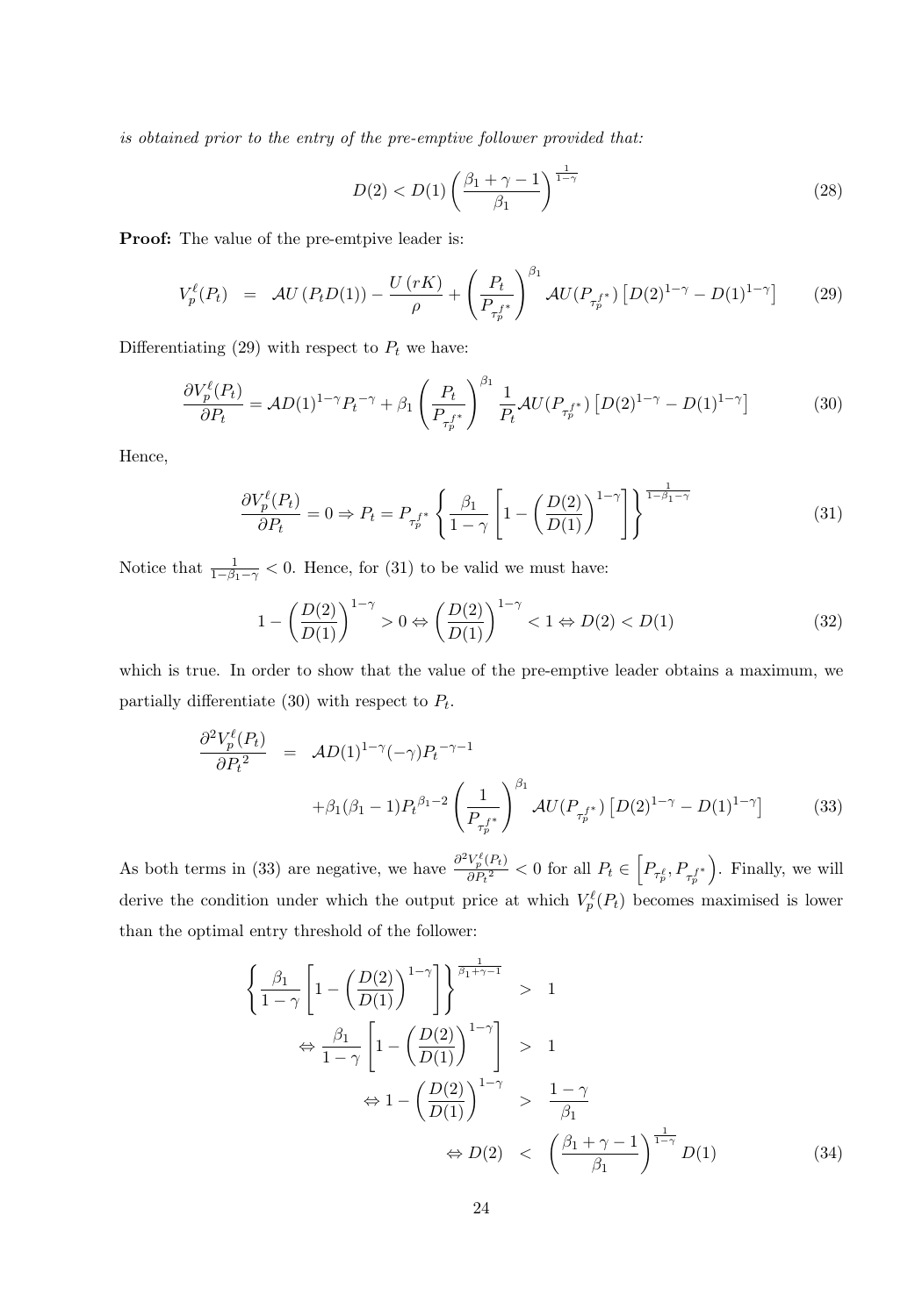*is obtained prior to the entry of the pre-emptive follower provided that:*

$$D(2) < D(1)\left(\frac{\beta_1+\gamma-1}{\beta_1}\right)^{\frac{1}{1-\gamma}} \tag{28}$$

**Proof:** The value of the pre-emtpive leader is:

$$V_p^\ell(P_t) \;=\; \mathcal{A}U\left(P_t D(1)\right) - \frac{U\left(rK\right)}{\rho} + \left(\frac{P_t}{P_{\tau_p^{f*}}}\right)^{\beta_1} \mathcal{A}U(P_{\tau_p^{f*}})\left[D(2)^{1-\gamma} - D(1)^{1-\gamma}\right] \tag{29}$$

Differentiating (29) with respect to $P_t$ we have:

$$\frac{\partial V_p^\ell(P_t)}{\partial P_t} = \mathcal{A}D(1)^{1-\gamma}P_t{}^{-\gamma} + \beta_1\left(\frac{P_t}{P_{\tau_p^{f*}}}\right)^{\beta_1}\frac{1}{P_t}\mathcal{A}U(P_{\tau_p^{f*}})\left[D(2)^{1-\gamma} - D(1)^{1-\gamma}\right] \tag{30}$$

Hence,

$$\frac{\partial V_p^\ell(P_t)}{\partial P_t} = 0 \Rightarrow P_t = P_{\tau_p^{f*}}\left\{\frac{\beta_1}{1-\gamma}\left[1-\left(\frac{D(2)}{D(1)}\right)^{1-\gamma}\right]\right\}^{\frac{1}{1-\beta_1-\gamma}} \tag{31}$$

Notice that $\frac{1}{1-\beta_1-\gamma} < 0$. Hence, for (31) to be valid we must have:

$$1-\left(\frac{D(2)}{D(1)}\right)^{1-\gamma} > 0 \Leftrightarrow \left(\frac{D(2)}{D(1)}\right)^{1-\gamma} < 1 \Leftrightarrow D(2) < D(1) \tag{32}$$

which is true. In order to show that the value of the pre-emptive leader obtains a maximum, we partially differentiate (30) with respect to $P_t$.

$$\begin{aligned}\frac{\partial^2 V_p^\ell(P_t)}{\partial {P_t}^2} \;&=\; \mathcal{A}D(1)^{1-\gamma}(-\gamma)P_t{}^{-\gamma-1} \\ &\quad + \beta_1(\beta_1-1){P_t}^{\beta_1-2}\left(\frac{1}{P_{\tau_p^{f*}}}\right)^{\beta_1}\mathcal{A}U(P_{\tau_p^{f*}})\left[D(2)^{1-\gamma} - D(1)^{1-\gamma}\right]\end{aligned} \tag{33}$$

As both terms in (33) are negative, we have $\frac{\partial^2 V_p^\ell(P_t)}{\partial {P_t}^2} < 0$ for all $P_t \in \left[P_{\tau_p^\ell}, P_{\tau_p^{f*}}\right)$. Finally, we will derive the condition under which the output price at which $V_p^\ell(P_t)$ becomes maximised is lower than the optimal entry threshold of the follower:

$$\begin{aligned}\left\{\frac{\beta_1}{1-\gamma}\left[1-\left(\frac{D(2)}{D(1)}\right)^{1-\gamma}\right]\right\}^{\frac{1}{\beta_1+\gamma-1}} \;&>\; 1 \\ \Leftrightarrow \frac{\beta_1}{1-\gamma}\left[1-\left(\frac{D(2)}{D(1)}\right)^{1-\gamma}\right] \;&>\; 1 \\ \Leftrightarrow 1-\left(\frac{D(2)}{D(1)}\right)^{1-\gamma} \;&>\; \frac{1-\gamma}{\beta_1} \\ \Leftrightarrow D(2) \;&<\; \left(\frac{\beta_1+\gamma-1}{\beta_1}\right)^{\frac{1}{1-\gamma}} D(1)\end{aligned} \tag{34}$$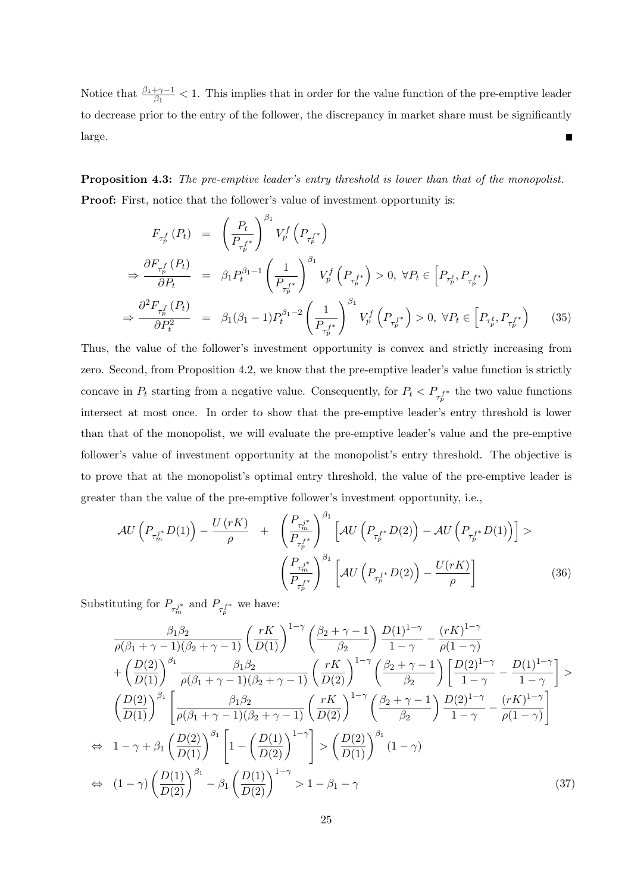Notice that $\frac{\beta_1+\gamma-1}{\beta_1} < 1$. This implies that in order for the value function of the pre-emptive leader to decrease prior to the entry of the follower, the discrepancy in market share must be significantly large. ∎

**Proposition 4.3:** *The pre-emptive leader's entry threshold is lower than that of the monopolist.*

**Proof:** First, notice that the follower's value of investment opportunity is:

$$
\begin{aligned}
F_{\tau_p^f}\left(P_t\right) &= \left(\frac{P_t}{P_{\tau_p^{f*}}}\right)^{\beta_1} V_p^f\left(P_{\tau_p^{f*}}\right) \\
\Rightarrow \frac{\partial F_{\tau_p^f}\left(P_t\right)}{\partial P_t} &= \beta_1 P_t^{\beta_1-1}\left(\frac{1}{P_{\tau_p^{f*}}}\right)^{\beta_1} V_p^f\left(P_{\tau_p^{f*}}\right) > 0,\ \forall P_t \in \left[P_{\tau_p^\ell}, P_{\tau_p^{f*}}\right) \\
\Rightarrow \frac{\partial^2 F_{\tau_p^f}\left(P_t\right)}{\partial P_t^2} &= \beta_1(\beta_1-1) P_t^{\beta_1-2}\left(\frac{1}{P_{\tau_p^{f*}}}\right)^{\beta_1} V_p^f\left(P_{\tau_p^{f*}}\right) > 0,\ \forall P_t \in \left[P_{\tau_p^\ell}, P_{\tau_p^{f*}}\right) \qquad (35)
\end{aligned}
$$

Thus, the value of the follower's investment opportunity is convex and strictly increasing from zero. Second, from Proposition 4.2, we know that the pre-emptive leader's value function is strictly concave in $P_t$ starting from a negative value. Consequently, for $P_t < P_{\tau_p^{f*}}$ the two value functions intersect at most once. In order to show that the pre-emptive leader's entry threshold is lower than that of the monopolist, we will evaluate the pre-emptive leader's value and the pre-emptive follower's value of investment opportunity at the monopolist's entry threshold. The objective is to prove that at the monopolist's optimal entry threshold, the value of the pre-emptive leader is greater than the value of the pre-emptive follower's investment opportunity, i.e.,

$$
\begin{aligned}
\mathcal{A}U\left(P_{\tau_m^{j*}} D(1)\right) - \frac{U(rK)}{\rho} &+ \left(\frac{P_{\tau_m^{j*}}}{P_{\tau_p^{f*}}}\right)^{\beta_1}\left[\mathcal{A}U\left(P_{\tau_p^{f*}} D(2)\right) - \mathcal{A}U\left(P_{\tau_p^{f*}} D(1)\right)\right] > \\
&\left(\frac{P_{\tau_m^{j*}}}{P_{\tau_p^{f*}}}\right)^{\beta_1}\left[\mathcal{A}U\left(P_{\tau_p^{f*}} D(2)\right) - \frac{U(rK)}{\rho}\right] \qquad (36)
\end{aligned}
$$

Substituting for $P_{\tau_m^{j*}}$ and $P_{\tau_p^{f*}}$ we have:

$$
\begin{aligned}
&\frac{\beta_1\beta_2}{\rho(\beta_1+\gamma-1)(\beta_2+\gamma-1)}\left(\frac{rK}{D(1)}\right)^{1-\gamma}\left(\frac{\beta_2+\gamma-1}{\beta_2}\right)\frac{D(1)^{1-\gamma}}{1-\gamma} - \frac{(rK)^{1-\gamma}}{\rho(1-\gamma)} \\
&+\left(\frac{D(2)}{D(1)}\right)^{\beta_1}\frac{\beta_1\beta_2}{\rho(\beta_1+\gamma-1)(\beta_2+\gamma-1)}\left(\frac{rK}{D(2)}\right)^{1-\gamma}\left(\frac{\beta_2+\gamma-1}{\beta_2}\right)\left[\frac{D(2)^{1-\gamma}}{1-\gamma} - \frac{D(1)^{1-\gamma}}{1-\gamma}\right] > \\
&\left(\frac{D(2)}{D(1)}\right)^{\beta_1}\left[\frac{\beta_1\beta_2}{\rho(\beta_1+\gamma-1)(\beta_2+\gamma-1)}\left(\frac{rK}{D(2)}\right)^{1-\gamma}\left(\frac{\beta_2+\gamma-1}{\beta_2}\right)\frac{D(2)^{1-\gamma}}{1-\gamma} - \frac{(rK)^{1-\gamma}}{\rho(1-\gamma)}\right] \\
\Leftrightarrow\ & 1-\gamma+\beta_1\left(\frac{D(2)}{D(1)}\right)^{\beta_1}\left[1-\left(\frac{D(1)}{D(2)}\right)^{1-\gamma}\right] > \left(\frac{D(2)}{D(1)}\right)^{\beta_1}(1-\gamma) \\
\Leftrightarrow\ & (1-\gamma)\left(\frac{D(1)}{D(2)}\right)^{\beta_1} - \beta_1\left(\frac{D(1)}{D(2)}\right)^{1-\gamma} > 1-\beta_1-\gamma \qquad (37)
\end{aligned}
$$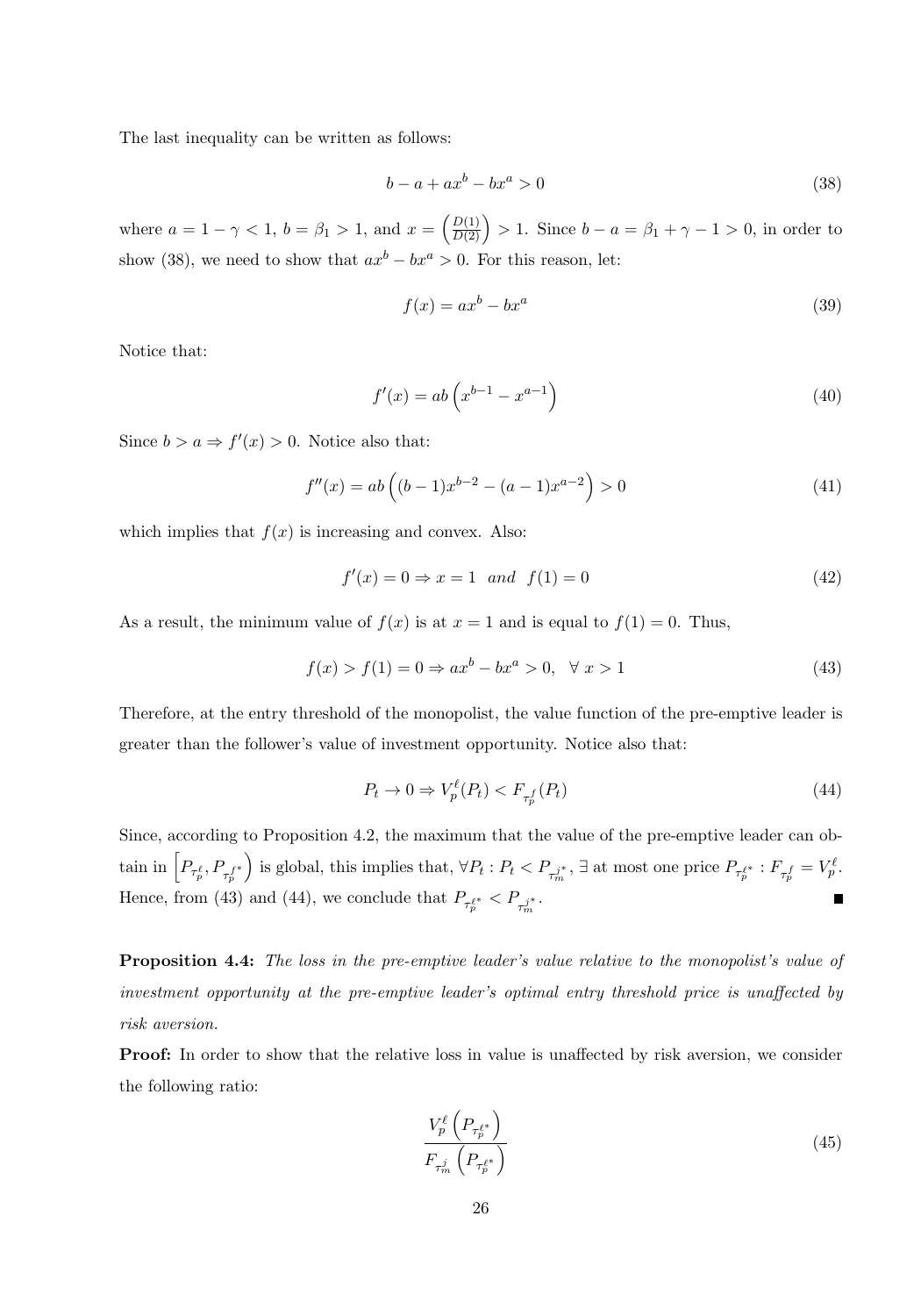The last inequality can be written as follows:

$$b - a + ax^b - bx^a > 0 \tag{38}$$

where $a = 1 - \gamma < 1$, $b = \beta_1 > 1$, and $x = \left(\frac{D(1)}{D(2)}\right) > 1$. Since $b - a = \beta_1 + \gamma - 1 > 0$, in order to show (38), we need to show that $ax^b - bx^a > 0$. For this reason, let:

$$f(x) = ax^b - bx^a \tag{39}$$

Notice that:

$$f'(x) = ab\left(x^{b-1} - x^{a-1}\right) \tag{40}$$

Since $b > a \Rightarrow f'(x) > 0$. Notice also that:

$$f''(x) = ab\left((b-1)x^{b-2} - (a-1)x^{a-2}\right) > 0 \tag{41}$$

which implies that $f(x)$ is increasing and convex. Also:

$$f'(x) = 0 \Rightarrow x = 1 \ \ and \ \ f(1) = 0 \tag{42}$$

As a result, the minimum value of $f(x)$ is at $x = 1$ and is equal to $f(1) = 0$. Thus,

$$f(x) > f(1) = 0 \Rightarrow ax^b - bx^a > 0, \ \ \forall \ x > 1 \tag{43}$$

Therefore, at the entry threshold of the monopolist, the value function of the pre-emptive leader is greater than the follower's value of investment opportunity. Notice also that:

$$P_t \to 0 \Rightarrow V_p^\ell(P_t) < F_{\tau_p^f}(P_t) \tag{44}$$

Since, according to Proposition 4.2, the maximum that the value of the pre-emptive leader can obtain in $\left[P_{\tau_p^\ell}, P_{\tau_p^{f*}}\right)$ is global, this implies that, $\forall P_t : P_t < P_{\tau_m^{j*}}$, $\exists$ at most one price $P_{\tau_p^{\ell*}} : F_{\tau_p^f} = V_p^\ell$. Hence, from (43) and (44), we conclude that $P_{\tau_p^{\ell*}} < P_{\tau_m^{j*}}$. ■

**Proposition 4.4:** *The loss in the pre-emptive leader's value relative to the monopolist's value of investment opportunity at the pre-emptive leader's optimal entry threshold price is unaffected by risk aversion.*

**Proof:** In order to show that the relative loss in value is unaffected by risk aversion, we consider the following ratio:

$$\frac{V_p^\ell\left(P_{\tau_p^{\ell*}}\right)}{F_{\tau_m^j}\left(P_{\tau_p^{\ell*}}\right)} \tag{45}$$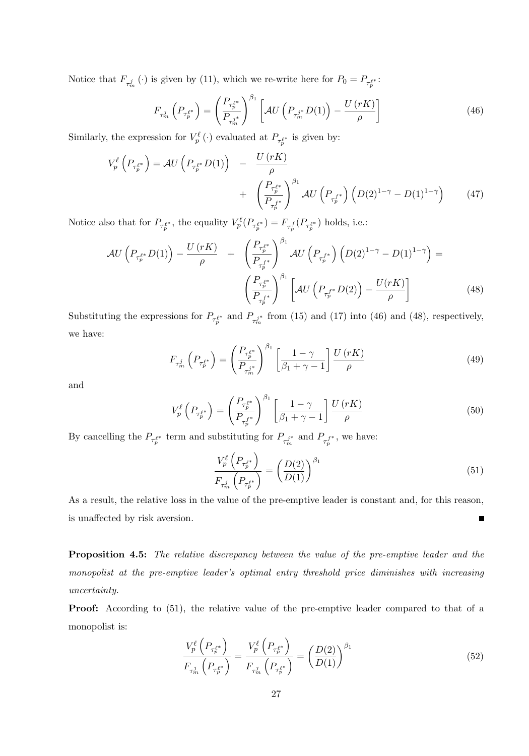Notice that $F_{\tau_m^j}(\cdot)$ is given by (11), which we re-write here for $P_0 = P_{\tau_p^{\ell*}}$:

$$F_{\tau_m^j}\left(P_{\tau_p^{\ell*}}\right) = \left(\frac{P_{\tau_p^{\ell*}}}{P_{\tau_m^{j*}}}\right)^{\beta_1}\left[\mathcal{A}U\left(P_{\tau_m^{j*}}D(1)\right) - \frac{U(rK)}{\rho}\right] \tag{46}$$

Similarly, the expression for $V_p^\ell(\cdot)$ evaluated at $P_{\tau_p^{\ell*}}$ is given by:

$$V_p^\ell\left(P_{\tau_p^{\ell*}}\right) = \mathcal{A}U\left(P_{\tau_p^{\ell*}}D(1)\right) - \frac{U(rK)}{\rho} + \left(\frac{P_{\tau_p^{\ell*}}}{P_{\tau_p^{f*}}}\right)^{\beta_1}\mathcal{A}U\left(P_{\tau_p^{f*}}\right)\left(D(2)^{1-\gamma} - D(1)^{1-\gamma}\right) \tag{47}$$

Notice also that for $P_{\tau_p^{\ell*}}$, the equality $V_p^\ell(P_{\tau_p^{\ell*}}) = F_{\tau_p^f}(P_{\tau_p^{\ell*}})$ holds, i.e.:

$$\mathcal{A}U\left(P_{\tau_p^{\ell*}}D(1)\right) - \frac{U(rK)}{\rho} + \left(\frac{P_{\tau_p^{\ell*}}}{P_{\tau_p^{f*}}}\right)^{\beta_1}\mathcal{A}U\left(P_{\tau_p^{f*}}\right)\left(D(2)^{1-\gamma} - D(1)^{1-\gamma}\right) = \left(\frac{P_{\tau_p^{\ell*}}}{P_{\tau_p^{f*}}}\right)^{\beta_1}\left[\mathcal{A}U\left(P_{\tau_p^{f*}}D(2)\right) - \frac{U(rK)}{\rho}\right] \tag{48}$$

Substituting the expressions for $P_{\tau_p^{\ell*}}$ and $P_{\tau_m^{j*}}$ from (15) and (17) into (46) and (48), respectively, we have:

$$F_{\tau_m^j}\left(P_{\tau_p^{\ell*}}\right) = \left(\frac{P_{\tau_p^{\ell*}}}{P_{\tau_m^{j*}}}\right)^{\beta_1}\left[\frac{1-\gamma}{\beta_1+\gamma-1}\right]\frac{U(rK)}{\rho} \tag{49}$$

and

$$V_p^\ell\left(P_{\tau_p^{\ell*}}\right) = \left(\frac{P_{\tau_p^{\ell*}}}{P_{\tau_p^{f*}}}\right)^{\beta_1}\left[\frac{1-\gamma}{\beta_1+\gamma-1}\right]\frac{U(rK)}{\rho} \tag{50}$$

By cancelling the $P_{\tau_p^{\ell*}}$ term and substituting for $P_{\tau_m^{j*}}$ and $P_{\tau_p^{f*}}$, we have:

$$\frac{V_p^\ell\left(P_{\tau_p^{\ell*}}\right)}{F_{\tau_m^j}\left(P_{\tau_p^{\ell*}}\right)} = \left(\frac{D(2)}{D(1)}\right)^{\beta_1} \tag{51}$$

As a result, the relative loss in the value of the pre-emptive leader is constant and, for this reason, is unaffected by risk aversion. ∎

**Proposition 4.5:** *The relative discrepancy between the value of the pre-emptive leader and the monopolist at the pre-emptive leader's optimal entry threshold price diminishes with increasing uncertainty.*

**Proof:** According to (51), the relative value of the pre-emptive leader compared to that of a monopolist is:

$$\frac{V_p^\ell\left(P_{\tau_p^{\ell*}}\right)}{F_{\tau_m^j}\left(P_{\tau_p^{\ell*}}\right)} = \frac{V_p^\ell\left(P_{\tau_p^{\ell*}}\right)}{F_{\tau_m^j}\left(P_{\tau_p^{\ell*}}\right)} = \left(\frac{D(2)}{D(1)}\right)^{\beta_1} \tag{52}$$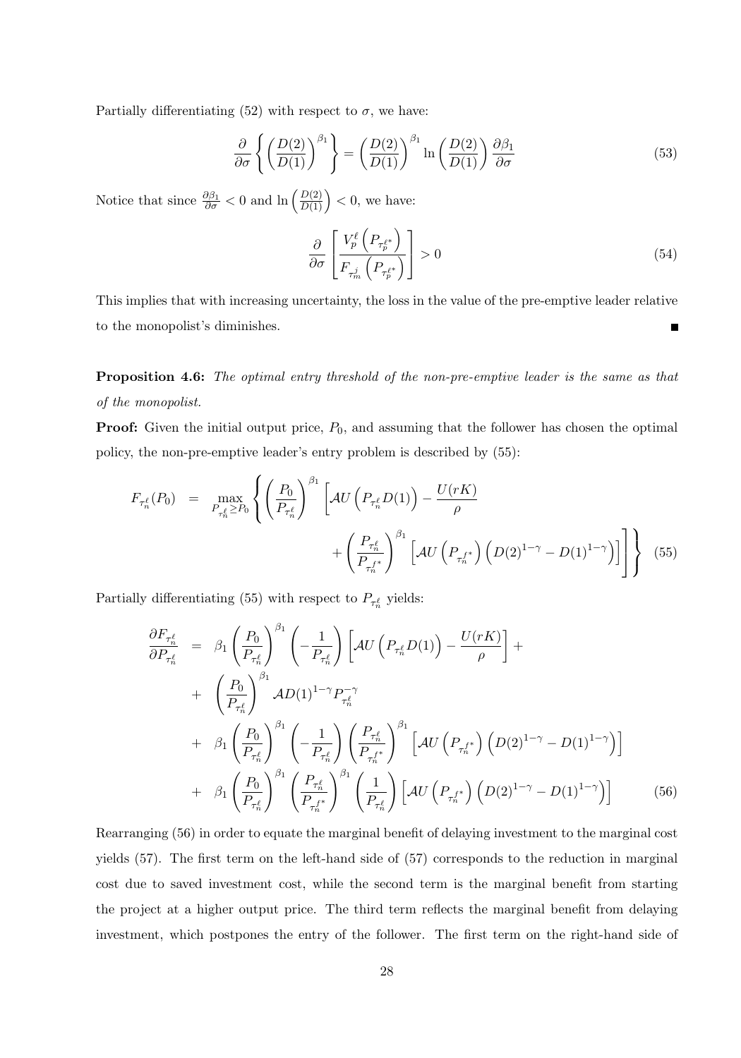Partially differentiating (52) with respect to $\sigma$, we have:

$$\frac{\partial}{\partial \sigma}\left\{\left(\frac{D(2)}{D(1)}\right)^{\beta_1}\right\} = \left(\frac{D(2)}{D(1)}\right)^{\beta_1} \ln\left(\frac{D(2)}{D(1)}\right)\frac{\partial \beta_1}{\partial \sigma} \tag{53}$$

Notice that since $\frac{\partial \beta_1}{\partial \sigma} < 0$ and $\ln\left(\frac{D(2)}{D(1)}\right) < 0$, we have:

$$\frac{\partial}{\partial \sigma}\left[\frac{V_p^{\ell}\left(P_{\tau_p^{\ell *}}\right)}{F_{\tau_m^j}\left(P_{\tau_p^{\ell *}}\right)}\right] > 0 \tag{54}$$

This implies that with increasing uncertainty, the loss in the value of the pre-emptive leader relative to the monopolist's diminishes. ∎

**Proposition 4.6:** *The optimal entry threshold of the non-pre-emptive leader is the same as that of the monopolist.*

**Proof:** Given the initial output price, $P_0$, and assuming that the follower has chosen the optimal policy, the non-pre-emptive leader's entry problem is described by (55):

$$\begin{aligned} F_{\tau_n^{\ell}}(P_0) &= \max_{P_{\tau_n^{\ell}} \geq P_0}\left\{\left(\frac{P_0}{P_{\tau_n^{\ell}}}\right)^{\beta_1}\left[\mathcal{A}U\left(P_{\tau_n^{\ell}}D(1)\right) - \frac{U(rK)}{\rho}\right.\right. \\ &\qquad \left.\left. + \left(\frac{P_{\tau_n^{\ell}}}{P_{\tau_n^{f*}}}\right)^{\beta_1}\left[\mathcal{A}U\left(P_{\tau_n^{f*}}\right)\left(D(2)^{1-\gamma} - D(1)^{1-\gamma}\right)\right]\right]\right\} \end{aligned} \tag{55}$$

Partially differentiating (55) with respect to $P_{\tau_n^{\ell}}$ yields:

$$\begin{aligned} \frac{\partial F_{\tau_n^{\ell}}}{\partial P_{\tau_n^{\ell}}} &= \beta_1\left(\frac{P_0}{P_{\tau_n^{\ell}}}\right)^{\beta_1}\left(-\frac{1}{P_{\tau_n^{\ell}}}\right)\left[\mathcal{A}U\left(P_{\tau_n^{\ell}}D(1)\right) - \frac{U(rK)}{\rho}\right] + \\ &+ \left(\frac{P_0}{P_{\tau_n^{\ell}}}\right)^{\beta_1}\mathcal{A}D(1)^{1-\gamma}P_{\tau_n^{\ell}}^{-\gamma} \\ &+ \beta_1\left(\frac{P_0}{P_{\tau_n^{\ell}}}\right)^{\beta_1}\left(-\frac{1}{P_{\tau_n^{\ell}}}\right)\left(\frac{P_{\tau_n^{\ell}}}{P_{\tau_n^{f*}}}\right)^{\beta_1}\left[\mathcal{A}U\left(P_{\tau_n^{f*}}\right)\left(D(2)^{1-\gamma} - D(1)^{1-\gamma}\right)\right] \\ &+ \beta_1\left(\frac{P_0}{P_{\tau_n^{\ell}}}\right)^{\beta_1}\left(\frac{P_{\tau_n^{\ell}}}{P_{\tau_n^{f*}}}\right)^{\beta_1}\left(\frac{1}{P_{\tau_n^{\ell}}}\right)\left[\mathcal{A}U\left(P_{\tau_n^{f*}}\right)\left(D(2)^{1-\gamma} - D(1)^{1-\gamma}\right)\right] \end{aligned} \tag{56}$$

Rearranging (56) in order to equate the marginal benefit of delaying investment to the marginal cost yields (57). The first term on the left-hand side of (57) corresponds to the reduction in marginal cost due to saved investment cost, while the second term is the marginal benefit from starting the project at a higher output price. The third term reflects the marginal benefit from delaying investment, which postpones the entry of the follower. The first term on the right-hand side of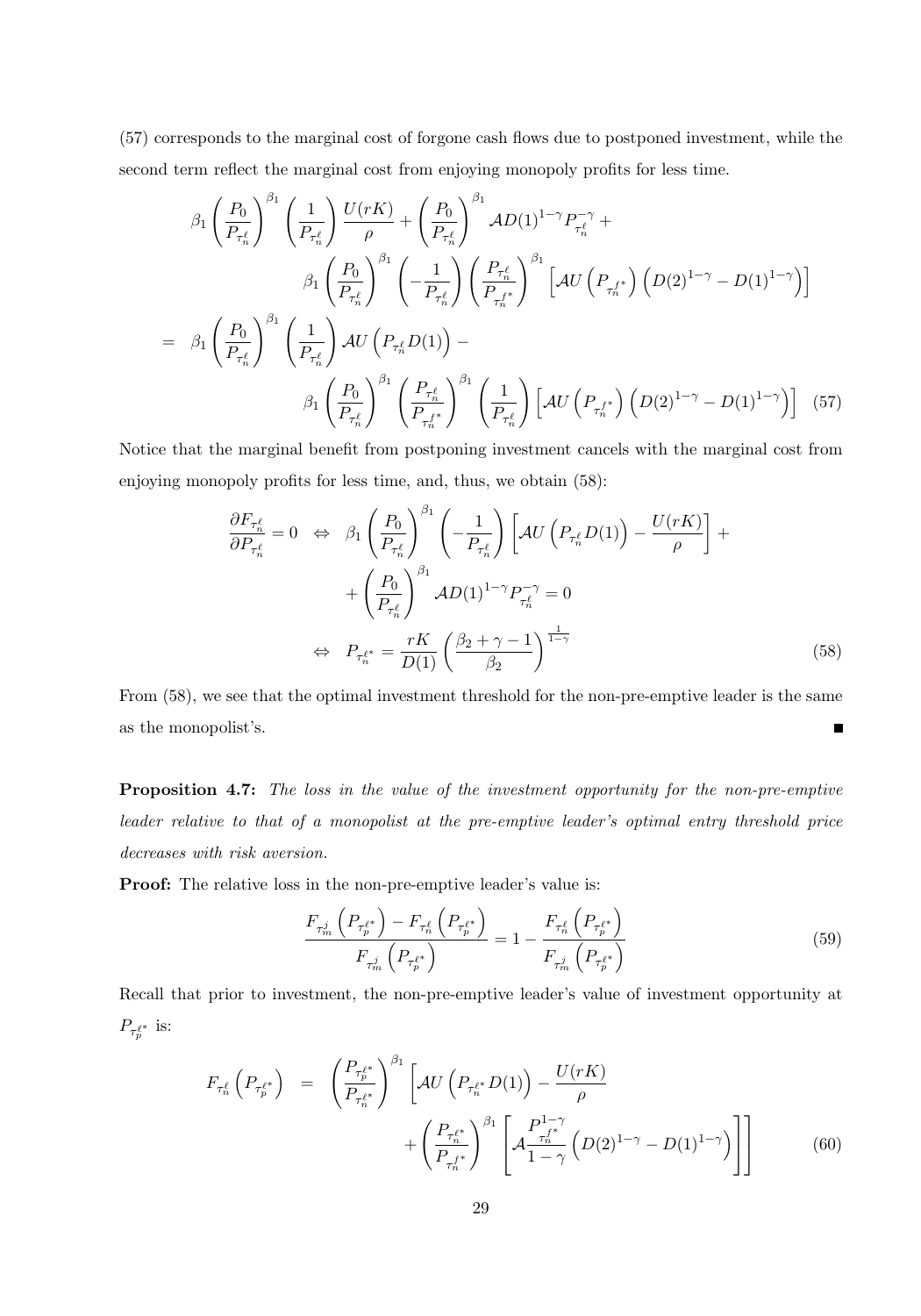(57) corresponds to the marginal cost of forgone cash flows due to postponed investment, while the second term reflect the marginal cost from enjoying monopoly profits for less time.

$$
\begin{aligned}
&\beta_1 \left(\frac{P_0}{P_{\tau_n^\ell}}\right)^{\beta_1} \left(\frac{1}{P_{\tau_n^\ell}}\right) \frac{U(rK)}{\rho} + \left(\frac{P_0}{P_{\tau_n^\ell}}\right)^{\beta_1} \mathcal{A} D(1)^{1-\gamma} P_{\tau_n^\ell}^{-\gamma} + \\
&\qquad \beta_1 \left(\frac{P_0}{P_{\tau_n^\ell}}\right)^{\beta_1} \left(-\frac{1}{P_{\tau_n^\ell}}\right) \left(\frac{P_{\tau_n^\ell}}{P_{\tau_n^{f*}}}\right)^{\beta_1} \left[\mathcal{A} U\left(P_{\tau_n^{f*}}\right)\left(D(2)^{1-\gamma} - D(1)^{1-\gamma}\right)\right] \\
= \;& \beta_1 \left(\frac{P_0}{P_{\tau_n^\ell}}\right)^{\beta_1} \left(\frac{1}{P_{\tau_n^\ell}}\right) \mathcal{A} U\left(P_{\tau_n^\ell} D(1)\right) - \\
&\qquad \beta_1 \left(\frac{P_0}{P_{\tau_n^\ell}}\right)^{\beta_1} \left(\frac{P_{\tau_n^\ell}}{P_{\tau_n^{f*}}}\right)^{\beta_1} \left(\frac{1}{P_{\tau_n^\ell}}\right) \left[\mathcal{A} U\left(P_{\tau_n^{f*}}\right)\left(D(2)^{1-\gamma} - D(1)^{1-\gamma}\right)\right] \qquad (57)
\end{aligned}
$$

Notice that the marginal benefit from postponing investment cancels with the marginal cost from enjoying monopoly profits for less time, and, thus, we obtain (58):

$$
\begin{aligned}
\frac{\partial F_{\tau_n^\ell}}{\partial P_{\tau_n^\ell}} = 0 \;\; &\Leftrightarrow \;\; \beta_1 \left(\frac{P_0}{P_{\tau_n^\ell}}\right)^{\beta_1} \left(-\frac{1}{P_{\tau_n^\ell}}\right) \left[\mathcal{A} U\left(P_{\tau_n^\ell} D(1)\right) - \frac{U(rK)}{\rho}\right] + \\
&\qquad + \left(\frac{P_0}{P_{\tau_n^\ell}}\right)^{\beta_1} \mathcal{A} D(1)^{1-\gamma} P_{\tau_n^\ell}^{-\gamma} = 0 \\
&\Leftrightarrow \;\; P_{\tau_n^{\ell*}} = \frac{rK}{D(1)} \left(\frac{\beta_2 + \gamma - 1}{\beta_2}\right)^{\frac{1}{1-\gamma}} \qquad (58)
\end{aligned}
$$

From (58), we see that the optimal investment threshold for the non-pre-emptive leader is the same as the monopolist's. ∎

**Proposition 4.7:** *The loss in the value of the investment opportunity for the non-pre-emptive leader relative to that of a monopolist at the pre-emptive leader's optimal entry threshold price decreases with risk aversion.*

**Proof:** The relative loss in the non-pre-emptive leader's value is:

$$
\frac{F_{\tau_m^j}\left(P_{\tau_p^{\ell*}}\right) - F_{\tau_n^\ell}\left(P_{\tau_p^{\ell*}}\right)}{F_{\tau_m^j}\left(P_{\tau_p^{\ell*}}\right)} = 1 - \frac{F_{\tau_n^\ell}\left(P_{\tau_p^{\ell*}}\right)}{F_{\tau_m^j}\left(P_{\tau_p^{\ell*}}\right)} \qquad (59)
$$

Recall that prior to investment, the non-pre-emptive leader's value of investment opportunity at $P_{\tau_p^{\ell*}}$ is:

$$
\begin{aligned}
F_{\tau_n^\ell}\left(P_{\tau_p^{\ell*}}\right) \;=\; & \left(\frac{P_{\tau_p^{\ell*}}}{P_{\tau_n^{\ell*}}}\right)^{\beta_1} \left[\mathcal{A} U\left(P_{\tau_n^{\ell*}} D(1)\right) - \frac{U(rK)}{\rho}\right. \\
&\left. + \left(\frac{P_{\tau_n^{\ell*}}}{P_{\tau_n^{f*}}}\right)^{\beta_1} \left[\mathcal{A} \frac{P_{\tau_n^{f*}}^{1-\gamma}}{1-\gamma}\left(D(2)^{1-\gamma} - D(1)^{1-\gamma}\right)\right]\right] \qquad (60)
\end{aligned}
$$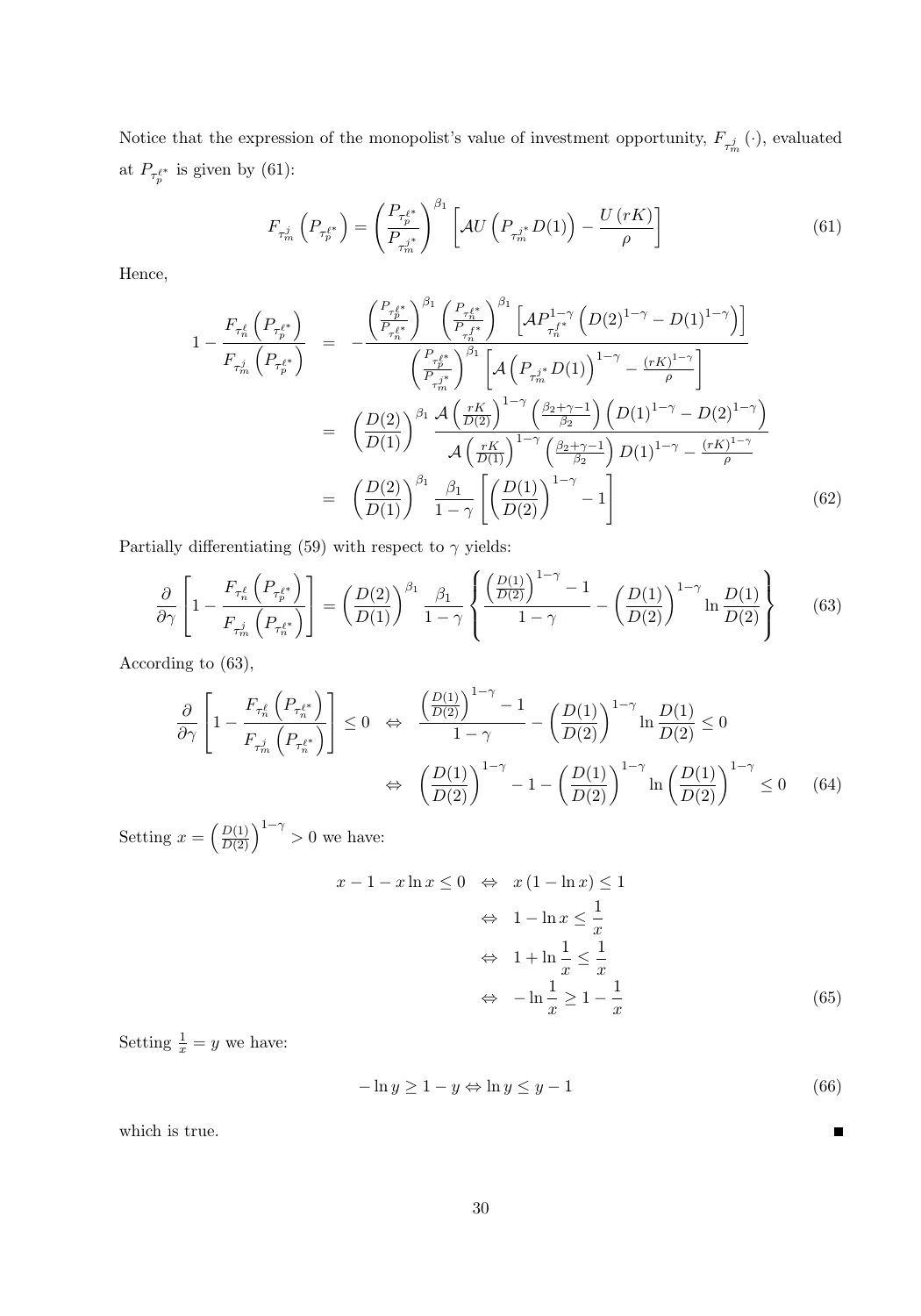Notice that the expression of the monopolist's value of investment opportunity, $F_{\tau_m^j}(\cdot)$, evaluated at $P_{\tau_p^{\ell*}}$ is given by (61):

$$F_{\tau_m^j}\left(P_{\tau_p^{\ell*}}\right) = \left(\frac{P_{\tau_p^{\ell*}}}{P_{\tau_m^{j*}}}\right)^{\beta_1}\left[\mathcal{A}U\left(P_{\tau_m^{j*}}D(1)\right) - \frac{U(rK)}{\rho}\right] \tag{61}$$

Hence,

$$\begin{aligned}
1 - \frac{F_{\tau_n^\ell}\left(P_{\tau_p^{\ell*}}\right)}{F_{\tau_m^j}\left(P_{\tau_p^{\ell*}}\right)} &= -\frac{\left(\frac{P_{\tau_p^{\ell*}}}{P_{\tau_n^{\ell*}}}\right)^{\beta_1}\left(\frac{P_{\tau_n^{\ell*}}}{P_{\tau_n^{f*}}}\right)^{\beta_1}\left[\mathcal{A}P_{\tau_n^{f*}}^{1-\gamma}\left(D(2)^{1-\gamma} - D(1)^{1-\gamma}\right)\right]}{\left(\frac{P_{\tau_p^{\ell*}}}{P_{\tau_m^{j*}}}\right)^{\beta_1}\left[\mathcal{A}\left(P_{\tau_m^{j*}}D(1)\right)^{1-\gamma} - \frac{(rK)^{1-\gamma}}{\rho}\right]} \\
&= \left(\frac{D(2)}{D(1)}\right)^{\beta_1}\frac{\mathcal{A}\left(\frac{rK}{D(2)}\right)^{1-\gamma}\left(\frac{\beta_2+\gamma-1}{\beta_2}\right)\left(D(1)^{1-\gamma} - D(2)^{1-\gamma}\right)}{\mathcal{A}\left(\frac{rK}{D(1)}\right)^{1-\gamma}\left(\frac{\beta_2+\gamma-1}{\beta_2}\right)D(1)^{1-\gamma} - \frac{(rK)^{1-\gamma}}{\rho}} \\
&= \left(\frac{D(2)}{D(1)}\right)^{\beta_1}\frac{\beta_1}{1-\gamma}\left[\left(\frac{D(1)}{D(2)}\right)^{1-\gamma} - 1\right]
\end{aligned} \tag{62}$$

Partially differentiating (59) with respect to $\gamma$ yields:

$$\frac{\partial}{\partial\gamma}\left[1 - \frac{F_{\tau_n^\ell}\left(P_{\tau_p^{\ell*}}\right)}{F_{\tau_m^j}\left(P_{\tau_n^{\ell*}}\right)}\right] = \left(\frac{D(2)}{D(1)}\right)^{\beta_1}\frac{\beta_1}{1-\gamma}\left\{\frac{\left(\frac{D(1)}{D(2)}\right)^{1-\gamma} - 1}{1-\gamma} - \left(\frac{D(1)}{D(2)}\right)^{1-\gamma}\ln\frac{D(1)}{D(2)}\right\} \tag{63}$$

According to (63),

$$\begin{aligned}
\frac{\partial}{\partial\gamma}\left[1 - \frac{F_{\tau_n^\ell}\left(P_{\tau_p^{\ell*}}\right)}{F_{\tau_m^j}\left(P_{\tau_n^{\ell*}}\right)}\right] \leq 0 \quad &\Leftrightarrow \quad \frac{\left(\frac{D(1)}{D(2)}\right)^{1-\gamma} - 1}{1-\gamma} - \left(\frac{D(1)}{D(2)}\right)^{1-\gamma}\ln\frac{D(1)}{D(2)} \leq 0 \\
&\Leftrightarrow \quad \left(\frac{D(1)}{D(2)}\right)^{1-\gamma} - 1 - \left(\frac{D(1)}{D(2)}\right)^{1-\gamma}\ln\left(\frac{D(1)}{D(2)}\right)^{1-\gamma} \leq 0
\end{aligned} \tag{64}$$

Setting $x = \left(\frac{D(1)}{D(2)}\right)^{1-\gamma} > 0$ we have:

$$\begin{aligned}
x - 1 - x\ln x \leq 0 \quad &\Leftrightarrow \quad x(1 - \ln x) \leq 1 \\
&\Leftrightarrow \quad 1 - \ln x \leq \frac{1}{x} \\
&\Leftrightarrow \quad 1 + \ln\frac{1}{x} \leq \frac{1}{x} \\
&\Leftrightarrow \quad -\ln\frac{1}{x} \geq 1 - \frac{1}{x}
\end{aligned} \tag{65}$$

Setting $\frac{1}{x} = y$ we have:

$$-\ln y \geq 1 - y \Leftrightarrow \ln y \leq y - 1 \tag{66}$$

which is true. ∎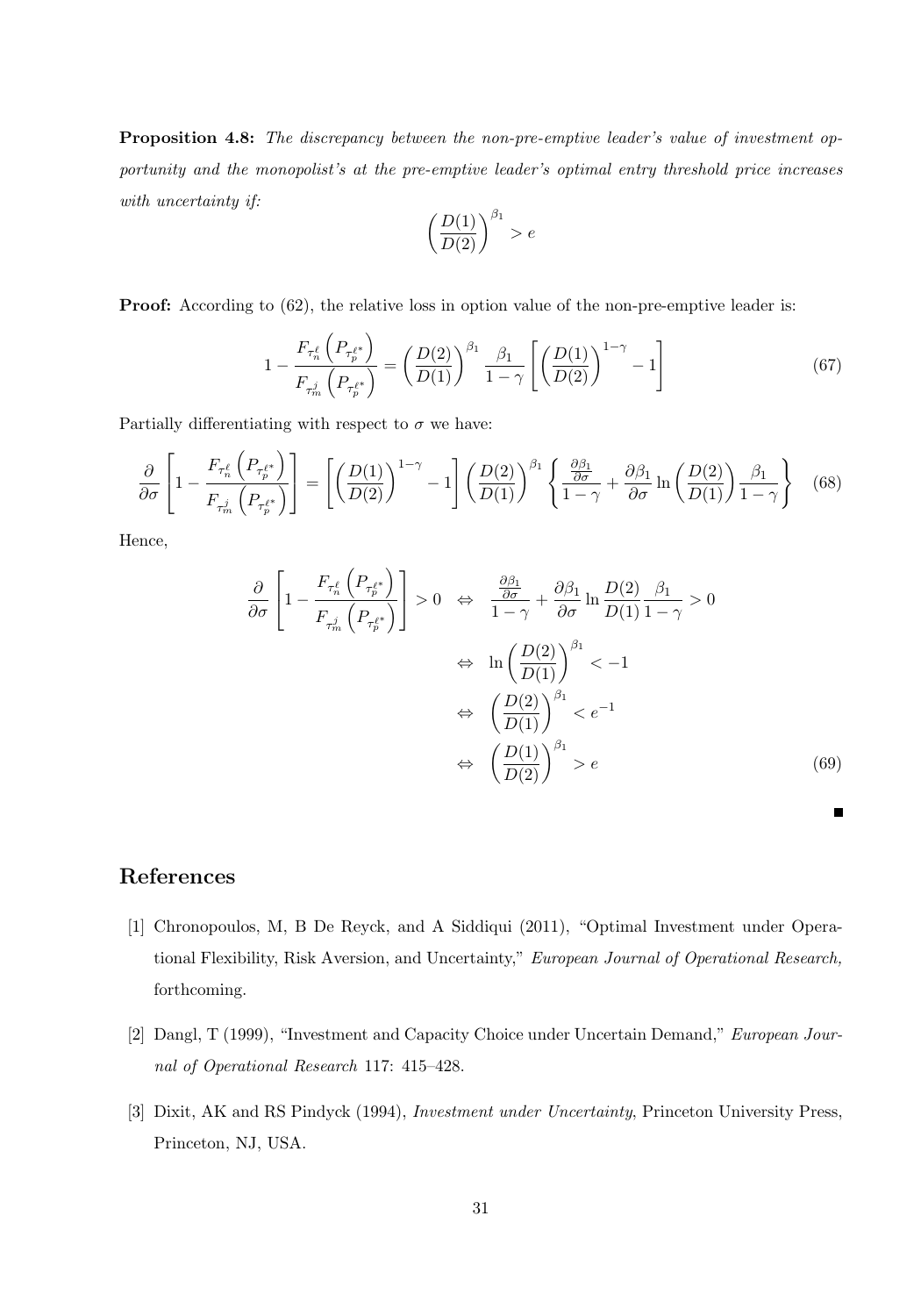**Proposition 4.8:** *The discrepancy between the non-pre-emptive leader's value of investment opportunity and the monopolist's at the pre-emptive leader's optimal entry threshold price increases with uncertainty if:*

$$\left(\frac{D(1)}{D(2)}\right)^{\beta_1} > e$$

**Proof:** According to (62), the relative loss in option value of the non-pre-emptive leader is:

$$1 - \frac{F_{\tau_n^\ell}\left(P_{\tau_p^{\ell*}}\right)}{F_{\tau_m^j}\left(P_{\tau_p^{\ell*}}\right)} = \left(\frac{D(2)}{D(1)}\right)^{\beta_1} \frac{\beta_1}{1-\gamma}\left[\left(\frac{D(1)}{D(2)}\right)^{1-\gamma} - 1\right] \tag{67}$$

Partially differentiating with respect to $\sigma$ we have:

$$\frac{\partial}{\partial \sigma}\left[1 - \frac{F_{\tau_n^\ell}\left(P_{\tau_p^{\ell*}}\right)}{F_{\tau_m^j}\left(P_{\tau_p^{\ell*}}\right)}\right] = \left[\left(\frac{D(1)}{D(2)}\right)^{1-\gamma} - 1\right]\left(\frac{D(2)}{D(1)}\right)^{\beta_1}\left\{\frac{\frac{\partial \beta_1}{\partial \sigma}}{1-\gamma} + \frac{\partial \beta_1}{\partial \sigma}\ln\left(\frac{D(2)}{D(1)}\right)\frac{\beta_1}{1-\gamma}\right\} \tag{68}$$

Hence,

$$\begin{aligned}
\frac{\partial}{\partial \sigma}\left[1 - \frac{F_{\tau_n^\ell}\left(P_{\tau_p^{\ell*}}\right)}{F_{\tau_m^j}\left(P_{\tau_p^{\ell*}}\right)}\right] > 0 \quad &\Leftrightarrow \quad \frac{\frac{\partial \beta_1}{\partial \sigma}}{1-\gamma} + \frac{\partial \beta_1}{\partial \sigma}\ln\frac{D(2)}{D(1)}\frac{\beta_1}{1-\gamma} > 0 \\
&\Leftrightarrow \quad \ln\left(\frac{D(2)}{D(1)}\right)^{\beta_1} < -1 \\
&\Leftrightarrow \quad \left(\frac{D(2)}{D(1)}\right)^{\beta_1} < e^{-1} \\
&\Leftrightarrow \quad \left(\frac{D(1)}{D(2)}\right)^{\beta_1} > e
\end{aligned} \tag{69}$$

■

## References

[1] Chronopoulos, M, B De Reyck, and A Siddiqui (2011), "Optimal Investment under Operational Flexibility, Risk Aversion, and Uncertainty," *European Journal of Operational Research,* forthcoming.

[2] Dangl, T (1999), "Investment and Capacity Choice under Uncertain Demand," *European Journal of Operational Research* 117: 415–428.

[3] Dixit, AK and RS Pindyck (1994), *Investment under Uncertainty*, Princeton University Press, Princeton, NJ, USA.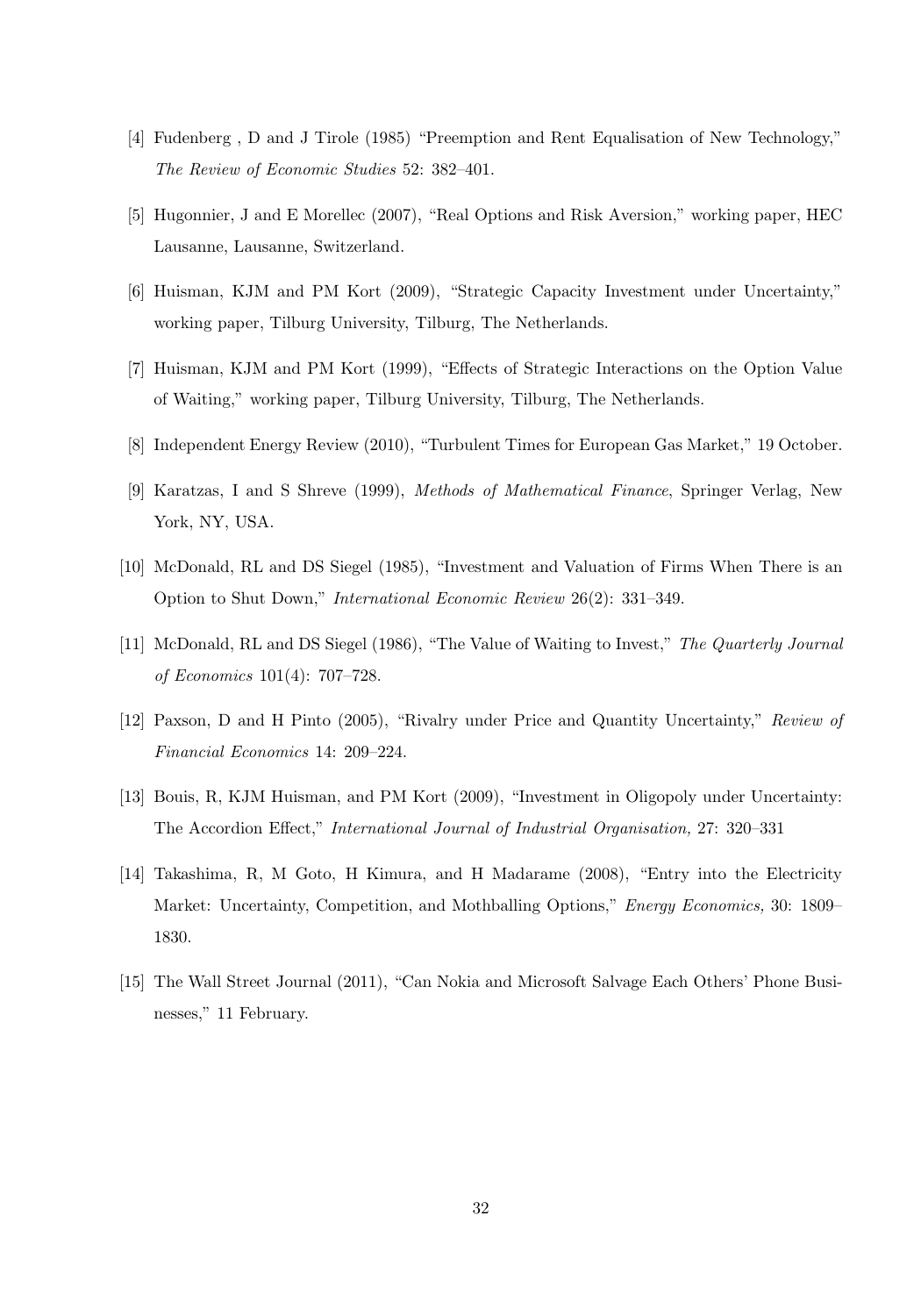[4] Fudenberg , D and J Tirole (1985) "Preemption and Rent Equalisation of New Technology," *The Review of Economic Studies* 52: 382–401.

[5] Hugonnier, J and E Morellec (2007), "Real Options and Risk Aversion," working paper, HEC Lausanne, Lausanne, Switzerland.

[6] Huisman, KJM and PM Kort (2009), "Strategic Capacity Investment under Uncertainty," working paper, Tilburg University, Tilburg, The Netherlands.

[7] Huisman, KJM and PM Kort (1999), "Effects of Strategic Interactions on the Option Value of Waiting," working paper, Tilburg University, Tilburg, The Netherlands.

[8] Independent Energy Review (2010), "Turbulent Times for European Gas Market," 19 October.

[9] Karatzas, I and S Shreve (1999), *Methods of Mathematical Finance*, Springer Verlag, New York, NY, USA.

[10] McDonald, RL and DS Siegel (1985), "Investment and Valuation of Firms When There is an Option to Shut Down," *International Economic Review* 26(2): 331–349.

[11] McDonald, RL and DS Siegel (1986), "The Value of Waiting to Invest," *The Quarterly Journal of Economics* 101(4): 707–728.

[12] Paxson, D and H Pinto (2005), "Rivalry under Price and Quantity Uncertainty," *Review of Financial Economics* 14: 209–224.

[13] Bouis, R, KJM Huisman, and PM Kort (2009), "Investment in Oligopoly under Uncertainty: The Accordion Effect," *International Journal of Industrial Organisation,* 27: 320–331

[14] Takashima, R, M Goto, H Kimura, and H Madarame (2008), "Entry into the Electricity Market: Uncertainty, Competition, and Mothballing Options," *Energy Economics,* 30: 1809–1830.

[15] The Wall Street Journal (2011), "Can Nokia and Microsoft Salvage Each Others' Phone Businesses," 11 February.